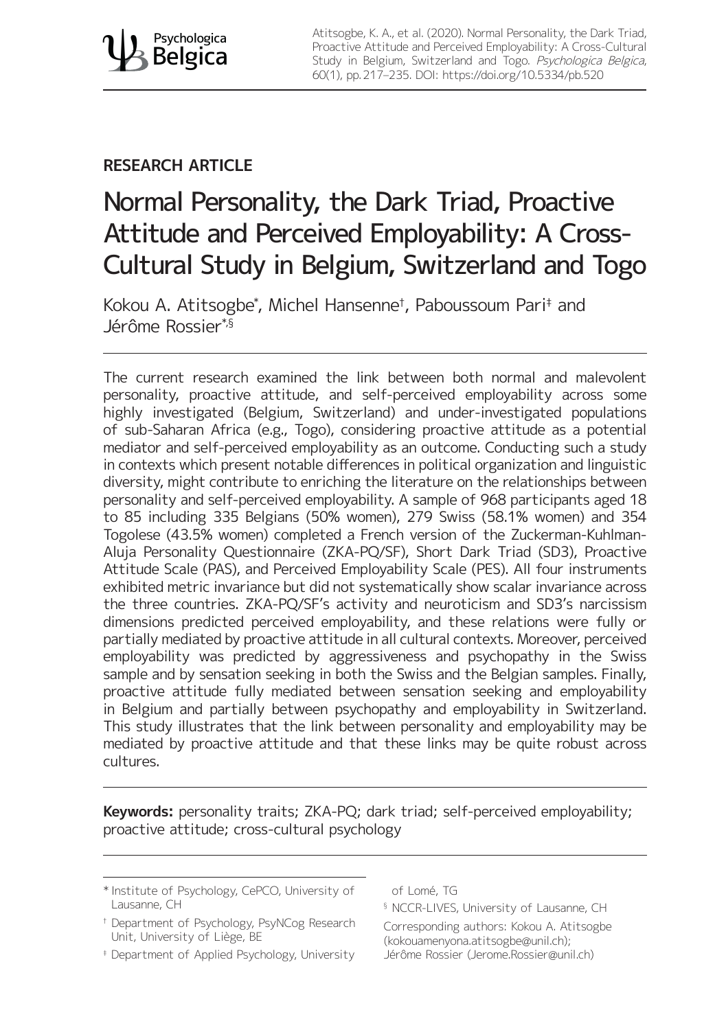Atitsogbe, K. A., et al. (2020). Normal Personality, the Dark Triad, Proactive Attitude and Perceived Employability: A Cross-Cultural Study in Belgium, Switzerland and Togo. *Psychologica Belgica*, 60(1), pp. 217–235. DOI: https://doi.org/10.5334/pb.520

**RESEARCH ARTICLE**

# Normal Personality, the Dark Triad, Proactive Attitude and Perceived Employability: A Cross-Cultural Study in Belgium, Switzerland and Togo

Kokou A. Atitsogbe[*], Michel Hansenne[†], Paboussoum Pari[‡] and Jérôme Rossier[*,§]

The current research examined the link between both normal and malevolent personality, proactive attitude, and self-perceived employability across some highly investigated (Belgium, Switzerland) and under-investigated populations of sub-Saharan Africa (e.g., Togo), considering proactive attitude as a potential mediator and self-perceived employability as an outcome. Conducting such a study in contexts which present notable differences in political organization and linguistic diversity, might contribute to enriching the literature on the relationships between personality and self-perceived employability. A sample of 968 participants aged 18 to 85 including 335 Belgians (50% women), 279 Swiss (58.1% women) and 354 Togolese (43.5% women) completed a French version of the Zuckerman-Kuhlman-Aluja Personality Questionnaire (ZKA-PQ/SF), Short Dark Triad (SD3), Proactive Attitude Scale (PAS), and Perceived Employability Scale (PES). All four instruments exhibited metric invariance but did not systematically show scalar invariance across the three countries. ZKA-PQ/SF's activity and neuroticism and SD3's narcissism dimensions predicted perceived employability, and these relations were fully or partially mediated by proactive attitude in all cultural contexts. Moreover, perceived employability was predicted by aggressiveness and psychopathy in the Swiss sample and by sensation seeking in both the Swiss and the Belgian samples. Finally, proactive attitude fully mediated between sensation seeking and employability in Belgium and partially between psychopathy and employability in Switzerland. This study illustrates that the link between personality and employability may be mediated by proactive attitude and that these links may be quite robust across cultures.

**Keywords:** personality traits; ZKA-PQ; dark triad; self-perceived employability; proactive attitude; cross-cultural psychology

---

[*] Institute of Psychology, CePCO, University of Lausanne, CH

[†] Department of Psychology, PsyNCog Research Unit, University of Liège, BE

[‡] Department of Applied Psychology, University of Lomé, TG

[§] NCCR-LIVES, University of Lausanne, CH

Corresponding authors: Kokou A. Atitsogbe (kokouamenyona.atitsogbe@unil.ch); Jérôme Rossier (Jerome.Rossier@unil.ch)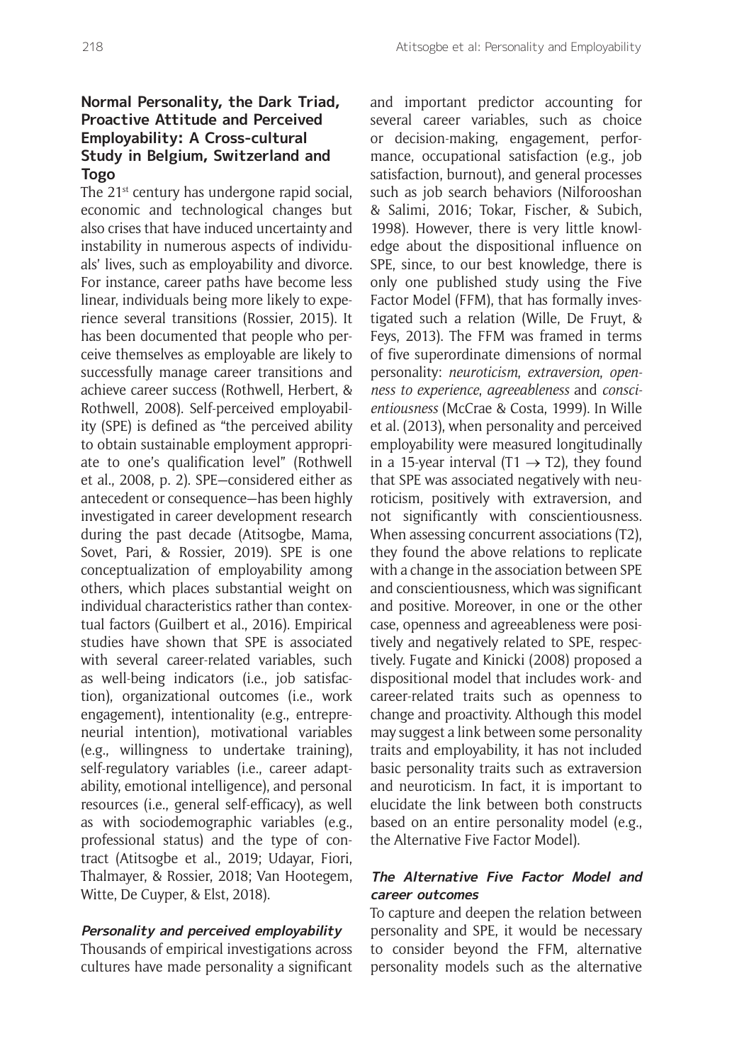## Normal Personality, the Dark Triad, Proactive Attitude and Perceived Employability: A Cross-cultural Study in Belgium, Switzerland and Togo

The 21st century has undergone rapid social, economic and technological changes but also crises that have induced uncertainty and instability in numerous aspects of individuals' lives, such as employability and divorce. For instance, career paths have become less linear, individuals being more likely to experience several transitions (Rossier, 2015). It has been documented that people who perceive themselves as employable are likely to successfully manage career transitions and achieve career success (Rothwell, Herbert, & Rothwell, 2008). Self-perceived employability (SPE) is defined as "the perceived ability to obtain sustainable employment appropriate to one's qualification level" (Rothwell et al., 2008, p. 2). SPE—considered either as antecedent or consequence—has been highly investigated in career development research during the past decade (Atitsogbe, Mama, Sovet, Pari, & Rossier, 2019). SPE is one conceptualization of employability among others, which places substantial weight on individual characteristics rather than contextual factors (Guilbert et al., 2016). Empirical studies have shown that SPE is associated with several career-related variables, such as well-being indicators (i.e., job satisfaction), organizational outcomes (i.e., work engagement), intentionality (e.g., entrepreneurial intention), motivational variables (e.g., willingness to undertake training), self-regulatory variables (i.e., career adaptability, emotional intelligence), and personal resources (i.e., general self-efficacy), as well as with sociodemographic variables (e.g., professional status) and the type of contract (Atitsogbe et al., 2019; Udayar, Fiori, Thalmayer, & Rossier, 2018; Van Hootegem, Witte, De Cuyper, & Elst, 2018).

### Personality and perceived employability

Thousands of empirical investigations across cultures have made personality a significant and important predictor accounting for several career variables, such as choice or decision-making, engagement, performance, occupational satisfaction (e.g., job satisfaction, burnout), and general processes such as job search behaviors (Nilforooshan & Salimi, 2016; Tokar, Fischer, & Subich, 1998). However, there is very little knowledge about the dispositional influence on SPE, since, to our best knowledge, there is only one published study using the Five Factor Model (FFM), that has formally investigated such a relation (Wille, De Fruyt, & Feys, 2013). The FFM was framed in terms of five superordinate dimensions of normal personality: *neuroticism*, *extraversion*, *openness to experience*, *agreeableness* and *conscientiousness* (McCrae & Costa, 1999). In Wille et al. (2013), when personality and perceived employability were measured longitudinally in a 15-year interval (T1 $\rightarrow$ T2), they found that SPE was associated negatively with neuroticism, positively with extraversion, and not significantly with conscientiousness. When assessing concurrent associations (T2), they found the above relations to replicate with a change in the association between SPE and conscientiousness, which was significant and positive. Moreover, in one or the other case, openness and agreeableness were positively and negatively related to SPE, respectively. Fugate and Kinicki (2008) proposed a dispositional model that includes work- and career-related traits such as openness to change and proactivity. Although this model may suggest a link between some personality traits and employability, it has not included basic personality traits such as extraversion and neuroticism. In fact, it is important to elucidate the link between both constructs based on an entire personality model (e.g., the Alternative Five Factor Model).

### The Alternative Five Factor Model and career outcomes

To capture and deepen the relation between personality and SPE, it would be necessary to consider beyond the FFM, alternative personality models such as the alternative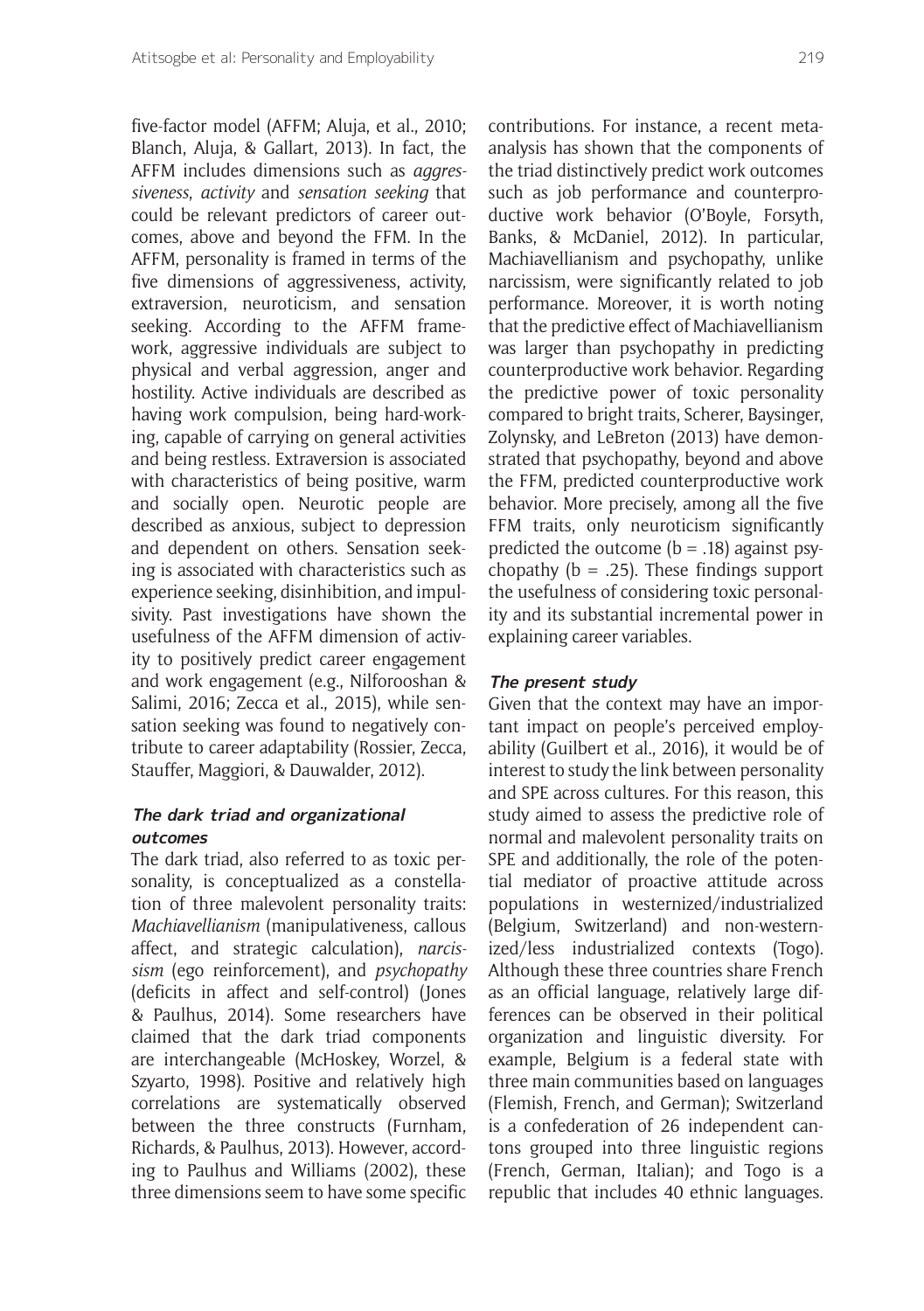five-factor model (AFFM; Aluja, et al., 2010; Blanch, Aluja, & Gallart, 2013). In fact, the AFFM includes dimensions such as *aggressiveness*, *activity* and *sensation seeking* that could be relevant predictors of career outcomes, above and beyond the FFM. In the AFFM, personality is framed in terms of the five dimensions of aggressiveness, activity, extraversion, neuroticism, and sensation seeking. According to the AFFM framework, aggressive individuals are subject to physical and verbal aggression, anger and hostility. Active individuals are described as having work compulsion, being hard-working, capable of carrying on general activities and being restless. Extraversion is associated with characteristics of being positive, warm and socially open. Neurotic people are described as anxious, subject to depression and dependent on others. Sensation seeking is associated with characteristics such as experience seeking, disinhibition, and impulsivity. Past investigations have shown the usefulness of the AFFM dimension of activity to positively predict career engagement and work engagement (e.g., Nilforooshan & Salimi, 2016; Zecca et al., 2015), while sensation seeking was found to negatively contribute to career adaptability (Rossier, Zecca, Stauffer, Maggiori, & Dauwalder, 2012).

### The dark triad and organizational outcomes

The dark triad, also referred to as toxic personality, is conceptualized as a constellation of three malevolent personality traits: *Machiavellianism* (manipulativeness, callous affect, and strategic calculation), *narcissism* (ego reinforcement), and *psychopathy* (deficits in affect and self-control) (Jones & Paulhus, 2014). Some researchers have claimed that the dark triad components are interchangeable (McHoskey, Worzel, & Szyarto, 1998). Positive and relatively high correlations are systematically observed between the three constructs (Furnham, Richards, & Paulhus, 2013). However, according to Paulhus and Williams (2002), these three dimensions seem to have some specific contributions. For instance, a recent meta-analysis has shown that the components of the triad distinctively predict work outcomes such as job performance and counterproductive work behavior (O'Boyle, Forsyth, Banks, & McDaniel, 2012). In particular, Machiavellianism and psychopathy, unlike narcissism, were significantly related to job performance. Moreover, it is worth noting that the predictive effect of Machiavellianism was larger than psychopathy in predicting counterproductive work behavior. Regarding the predictive power of toxic personality compared to bright traits, Scherer, Baysinger, Zolynsky, and LeBreton (2013) have demonstrated that psychopathy, beyond and above the FFM, predicted counterproductive work behavior. More precisely, among all the five FFM traits, only neuroticism significantly predicted the outcome ($b = .18$) against psychopathy ($b = .25$). These findings support the usefulness of considering toxic personality and its substantial incremental power in explaining career variables.

### The present study

Given that the context may have an important impact on people's perceived employability (Guilbert et al., 2016), it would be of interest to study the link between personality and SPE across cultures. For this reason, this study aimed to assess the predictive role of normal and malevolent personality traits on SPE and additionally, the role of the potential mediator of proactive attitude across populations in westernized/industrialized (Belgium, Switzerland) and non-westernized/less industrialized contexts (Togo). Although these three countries share French as an official language, relatively large differences can be observed in their political organization and linguistic diversity. For example, Belgium is a federal state with three main communities based on languages (Flemish, French, and German); Switzerland is a confederation of 26 independent cantons grouped into three linguistic regions (French, German, Italian); and Togo is a republic that includes 40 ethnic languages.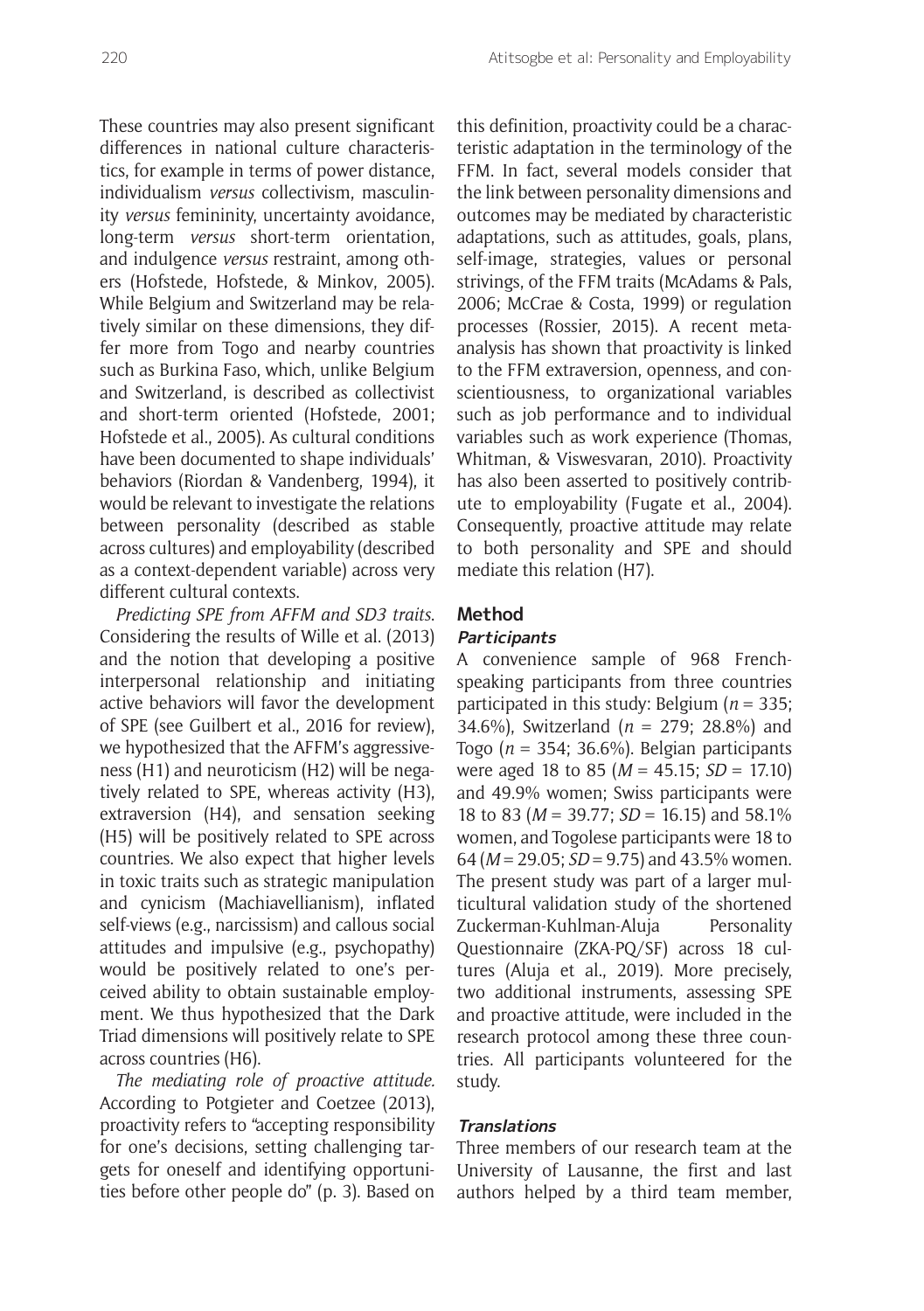These countries may also present significant differences in national culture characteristics, for example in terms of power distance, individualism *versus* collectivism, masculinity *versus* femininity, uncertainty avoidance, long-term *versus* short-term orientation, and indulgence *versus* restraint, among others (Hofstede, Hofstede, & Minkov, 2005). While Belgium and Switzerland may be relatively similar on these dimensions, they differ more from Togo and nearby countries such as Burkina Faso, which, unlike Belgium and Switzerland, is described as collectivist and short-term oriented (Hofstede, 2001; Hofstede et al., 2005). As cultural conditions have been documented to shape individuals' behaviors (Riordan & Vandenberg, 1994), it would be relevant to investigate the relations between personality (described as stable across cultures) and employability (described as a context-dependent variable) across very different cultural contexts.

*Predicting SPE from AFFM and SD3 traits*. Considering the results of Wille et al. (2013) and the notion that developing a positive interpersonal relationship and initiating active behaviors will favor the development of SPE (see Guilbert et al., 2016 for review), we hypothesized that the AFFM's aggressiveness (H1) and neuroticism (H2) will be negatively related to SPE, whereas activity (H3), extraversion (H4), and sensation seeking (H5) will be positively related to SPE across countries. We also expect that higher levels in toxic traits such as strategic manipulation and cynicism (Machiavellianism), inflated self-views (e.g., narcissism) and callous social attitudes and impulsive (e.g., psychopathy) would be positively related to one's perceived ability to obtain sustainable employment. We thus hypothesized that the Dark Triad dimensions will positively relate to SPE across countries (H6).

*The mediating role of proactive attitude.* According to Potgieter and Coetzee (2013), proactivity refers to "accepting responsibility for one's decisions, setting challenging targets for oneself and identifying opportunities before other people do" (p. 3). Based on this definition, proactivity could be a characteristic adaptation in the terminology of the FFM. In fact, several models consider that the link between personality dimensions and outcomes may be mediated by characteristic adaptations, such as attitudes, goals, plans, self-image, strategies, values or personal strivings, of the FFM traits (McAdams & Pals, 2006; McCrae & Costa, 1999) or regulation processes (Rossier, 2015). A recent meta-analysis has shown that proactivity is linked to the FFM extraversion, openness, and conscientiousness, to organizational variables such as job performance and to individual variables such as work experience (Thomas, Whitman, & Viswesvaran, 2010). Proactivity has also been asserted to positively contribute to employability (Fugate et al., 2004). Consequently, proactive attitude may relate to both personality and SPE and should mediate this relation (H7).

## Method

### Participants

A convenience sample of 968 French-speaking participants from three countries participated in this study: Belgium ($n = 335$; 34.6%), Switzerland ($n = 279$; 28.8%) and Togo ($n = 354$; 36.6%). Belgian participants were aged 18 to 85 ($M = 45.15$; $SD = 17.10$) and 49.9% women; Swiss participants were 18 to 83 ($M = 39.77$; $SD = 16.15$) and 58.1% women, and Togolese participants were 18 to 64 ($M = 29.05$; $SD = 9.75$) and 43.5% women. The present study was part of a larger multicultural validation study of the shortened Zuckerman-Kuhlman-Aluja Personality Questionnaire (ZKA-PQ/SF) across 18 cultures (Aluja et al., 2019). More precisely, two additional instruments, assessing SPE and proactive attitude, were included in the research protocol among these three countries. All participants volunteered for the study.

### Translations

Three members of our research team at the University of Lausanne, the first and last authors helped by a third team member,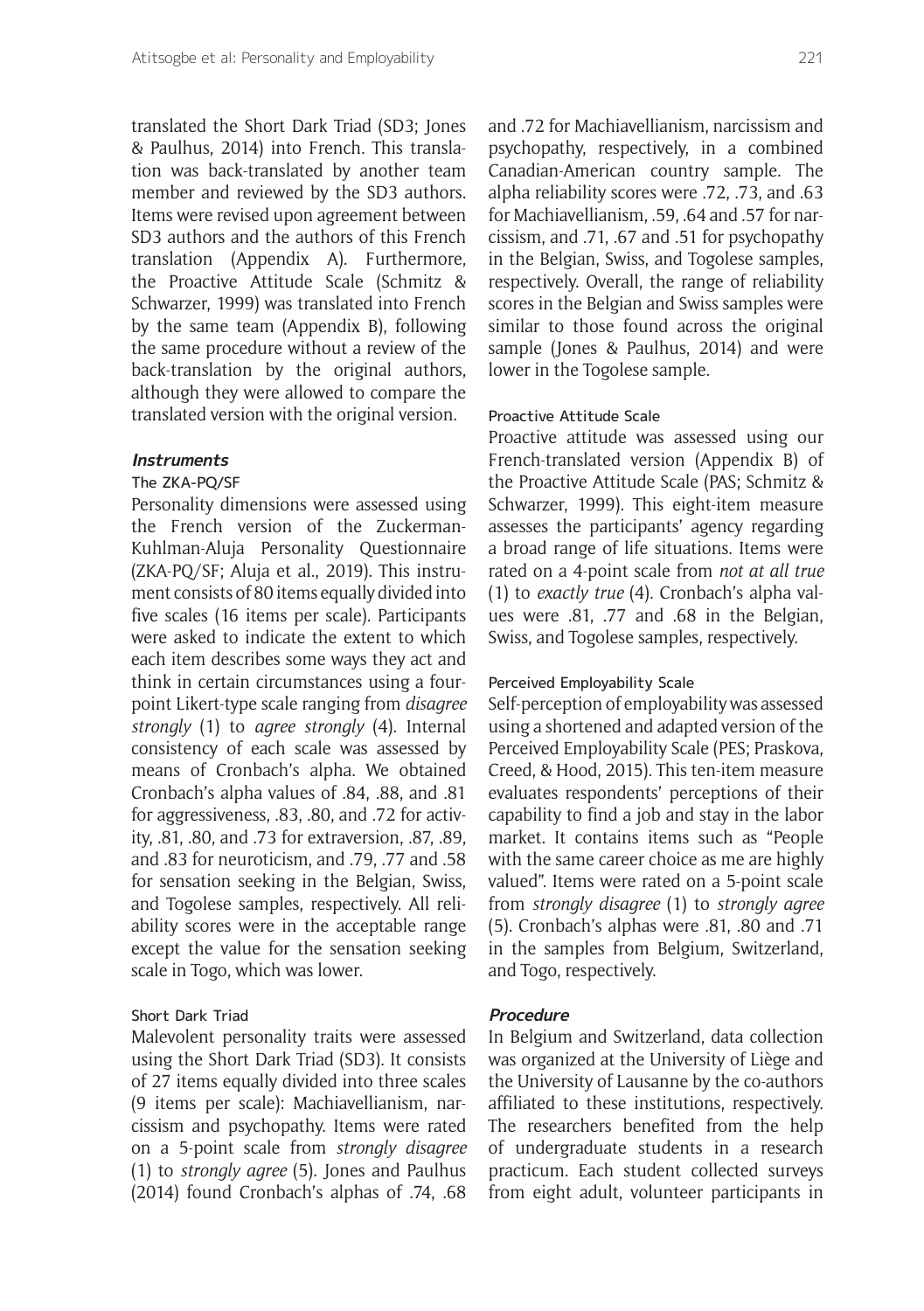translated the Short Dark Triad (SD3; Jones & Paulhus, 2014) into French. This translation was back-translated by another team member and reviewed by the SD3 authors. Items were revised upon agreement between SD3 authors and the authors of this French translation (Appendix A). Furthermore, the Proactive Attitude Scale (Schmitz & Schwarzer, 1999) was translated into French by the same team (Appendix B), following the same procedure without a review of the back-translation by the original authors, although they were allowed to compare the translated version with the original version.

### *Instruments*

#### The ZKA-PQ/SF

Personality dimensions were assessed using the French version of the Zuckerman-Kuhlman-Aluja Personality Questionnaire (ZKA-PQ/SF; Aluja et al., 2019). This instrument consists of 80 items equally divided into five scales (16 items per scale). Participants were asked to indicate the extent to which each item describes some ways they act and think in certain circumstances using a four-point Likert-type scale ranging from *disagree strongly* (1) to *agree strongly* (4). Internal consistency of each scale was assessed by means of Cronbach's alpha. We obtained Cronbach's alpha values of .84, .88, and .81 for aggressiveness, .83, .80, and .72 for activity, .81, .80, and .73 for extraversion, .87, .89, and .83 for neuroticism, and .79, .77 and .58 for sensation seeking in the Belgian, Swiss, and Togolese samples, respectively. All reliability scores were in the acceptable range except the value for the sensation seeking scale in Togo, which was lower.

#### Short Dark Triad

Malevolent personality traits were assessed using the Short Dark Triad (SD3). It consists of 27 items equally divided into three scales (9 items per scale): Machiavellianism, narcissism and psychopathy. Items were rated on a 5-point scale from *strongly disagree* (1) to *strongly agree* (5). Jones and Paulhus (2014) found Cronbach's alphas of .74, .68 and .72 for Machiavellianism, narcissism and psychopathy, respectively, in a combined Canadian-American country sample. The alpha reliability scores were .72, .73, and .63 for Machiavellianism, .59, .64 and .57 for narcissism, and .71, .67 and .51 for psychopathy in the Belgian, Swiss, and Togolese samples, respectively. Overall, the range of reliability scores in the Belgian and Swiss samples were similar to those found across the original sample (Jones & Paulhus, 2014) and were lower in the Togolese sample.

#### Proactive Attitude Scale

Proactive attitude was assessed using our French-translated version (Appendix B) of the Proactive Attitude Scale (PAS; Schmitz & Schwarzer, 1999). This eight-item measure assesses the participants' agency regarding a broad range of life situations. Items were rated on a 4-point scale from *not at all true* (1) to *exactly true* (4). Cronbach's alpha values were .81, .77 and .68 in the Belgian, Swiss, and Togolese samples, respectively.

#### Perceived Employability Scale

Self-perception of employability was assessed using a shortened and adapted version of the Perceived Employability Scale (PES; Praskova, Creed, & Hood, 2015). This ten-item measure evaluates respondents' perceptions of their capability to find a job and stay in the labor market. It contains items such as "People with the same career choice as me are highly valued". Items were rated on a 5-point scale from *strongly disagree* (1) to *strongly agree* (5). Cronbach's alphas were .81, .80 and .71 in the samples from Belgium, Switzerland, and Togo, respectively.

### *Procedure*

In Belgium and Switzerland, data collection was organized at the University of Liège and the University of Lausanne by the co-authors affiliated to these institutions, respectively. The researchers benefited from the help of undergraduate students in a research practicum. Each student collected surveys from eight adult, volunteer participants in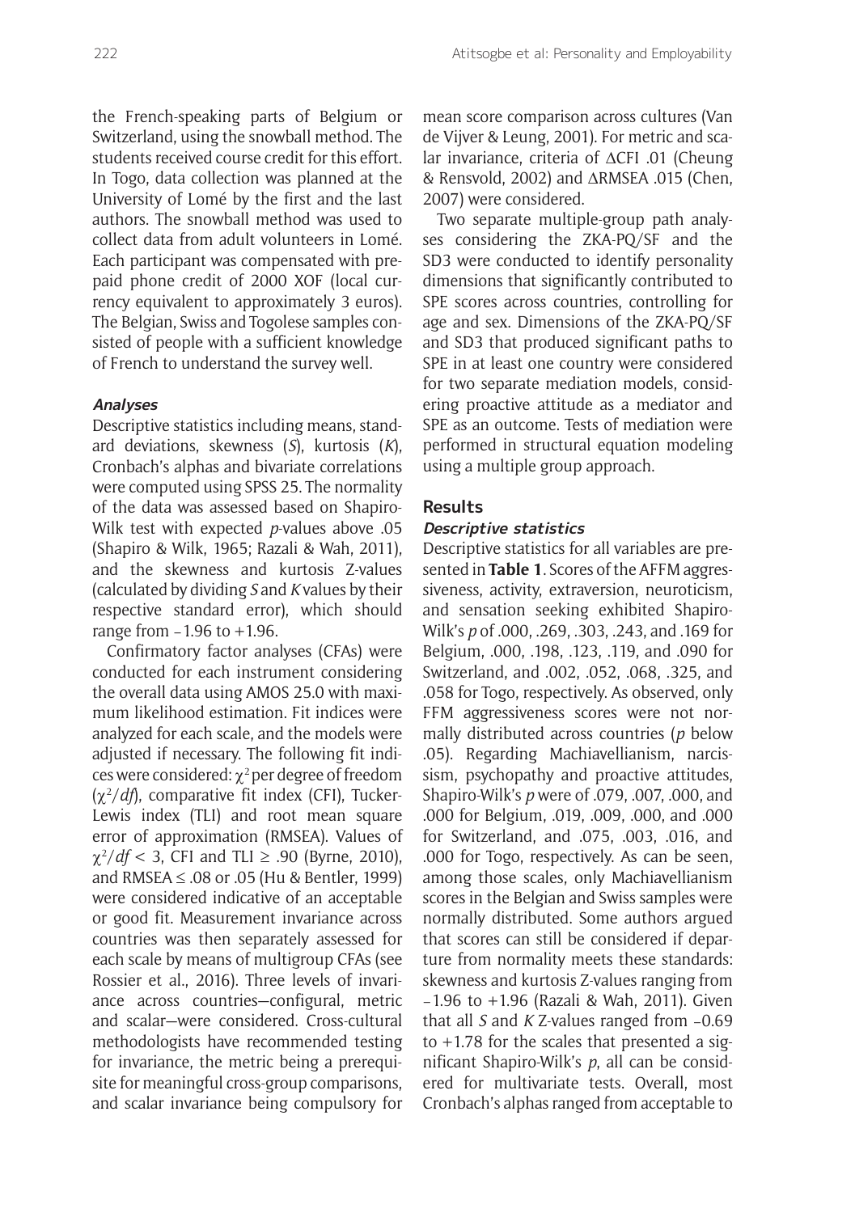the French-speaking parts of Belgium or Switzerland, using the snowball method. The students received course credit for this effort. In Togo, data collection was planned at the University of Lomé by the first and the last authors. The snowball method was used to collect data from adult volunteers in Lomé. Each participant was compensated with prepaid phone credit of 2000 XOF (local currency equivalent to approximately 3 euros). The Belgian, Swiss and Togolese samples consisted of people with a sufficient knowledge of French to understand the survey well.

#### *Analyses*

Descriptive statistics including means, standard deviations, skewness (*S*), kurtosis (*K*), Cronbach's alphas and bivariate correlations were computed using SPSS 25. The normality of the data was assessed based on Shapiro-Wilk test with expected *p*-values above .05 (Shapiro & Wilk, 1965; Razali & Wah, 2011), and the skewness and kurtosis Z-values (calculated by dividing *S* and *K* values by their respective standard error), which should range from –1.96 to +1.96.

Confirmatory factor analyses (CFAs) were conducted for each instrument considering the overall data using AMOS 25.0 with maximum likelihood estimation. Fit indices were analyzed for each scale, and the models were adjusted if necessary. The following fit indices were considered: $\chi^2$ per degree of freedom ($\chi^2/df$), comparative fit index (CFI), Tucker-Lewis index (TLI) and root mean square error of approximation (RMSEA). Values of $\chi^2/df < 3$, CFI and TLI $\geq .90$ (Byrne, 2010), and RMSEA $\leq .08$ or .05 (Hu & Bentler, 1999) were considered indicative of an acceptable or good fit. Measurement invariance across countries was then separately assessed for each scale by means of multigroup CFAs (see Rossier et al., 2016). Three levels of invariance across countries—configural, metric and scalar—were considered. Cross-cultural methodologists have recommended testing for invariance, the metric being a prerequisite for meaningful cross-group comparisons, and scalar invariance being compulsory for mean score comparison across cultures (Van de Vijver & Leung, 2001). For metric and scalar invariance, criteria of $\Delta$CFI .01 (Cheung & Rensvold, 2002) and $\Delta$RMSEA .015 (Chen, 2007) were considered.

Two separate multiple-group path analyses considering the ZKA-PQ/SF and the SD3 were conducted to identify personality dimensions that significantly contributed to SPE scores across countries, controlling for age and sex. Dimensions of the ZKA-PQ/SF and SD3 that produced significant paths to SPE in at least one country were considered for two separate mediation models, considering proactive attitude as a mediator and SPE as an outcome. Tests of mediation were performed in structural equation modeling using a multiple group approach.

## Results

#### *Descriptive statistics*

Descriptive statistics for all variables are presented in **Table 1**. Scores of the AFFM aggressiveness, activity, extraversion, neuroticism, and sensation seeking exhibited Shapiro-Wilk's *p* of .000, .269, .303, .243, and .169 for Belgium, .000, .198, .123, .119, and .090 for Switzerland, and .002, .052, .068, .325, and .058 for Togo, respectively. As observed, only FFM aggressiveness scores were not normally distributed across countries (*p* below .05). Regarding Machiavellianism, narcissism, psychopathy and proactive attitudes, Shapiro-Wilk's *p* were of .079, .007, .000, and .000 for Belgium, .019, .009, .000, and .000 for Switzerland, and .075, .003, .016, and .000 for Togo, respectively. As can be seen, among those scales, only Machiavellianism scores in the Belgian and Swiss samples were normally distributed. Some authors argued that scores can still be considered if departure from normality meets these standards: skewness and kurtosis Z-values ranging from –1.96 to +1.96 (Razali & Wah, 2011). Given that all *S* and *K* Z-values ranged from –0.69 to +1.78 for the scales that presented a significant Shapiro-Wilk's *p*, all can be considered for multivariate tests. Overall, most Cronbach's alphas ranged from acceptable to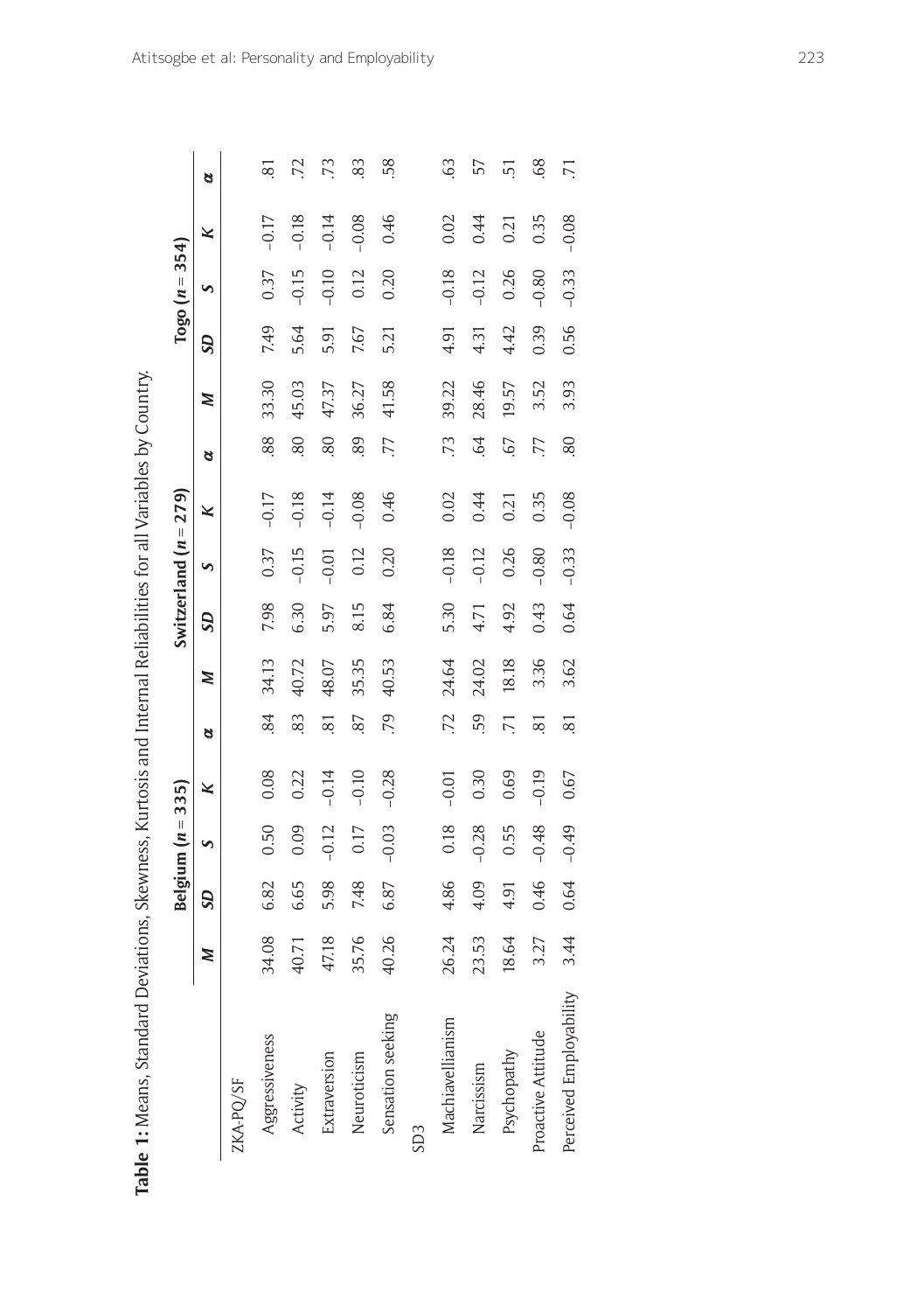**Table 1:** Means, Standard Deviations, Skewness, Kurtosis and Internal Reliabilities for all Variables by Country.

| | Belgium ($n$ = 335) | | | | | Switzerland ($n$ = 279) | | | | | Togo ($n$ = 354) | | | | |
|---|---|---|---|---|---|---|---|---|---|---|---|---|---|---|---|
| | *M* | *SD* | *S* | *K* | *α* | *M* | *SD* | *S* | *K* | *α* | *M* | *SD* | *S* | *K* | *α* |
| ZKA-PQ/SF | | | | | | | | | | | | | | | |
| Aggressiveness | 34.08 | 6.82 | 0.50 | 0.08 | .84 | 34.13 | 7.98 | 0.37 | −0.17 | .88 | 33.30 | 7.49 | 0.37 | −0.17 | .81 |
| Activity | 40.71 | 6.65 | 0.09 | 0.22 | .83 | 40.72 | 6.30 | −0.15 | −0.18 | .80 | 45.03 | 5.64 | −0.15 | −0.18 | .72 |
| Extraversion | 47.18 | 5.98 | −0.12 | −0.14 | .81 | 48.07 | 5.97 | −0.01 | −0.14 | .80 | 47.37 | 5.91 | −0.10 | −0.14 | .73 |
| Neuroticism | 35.76 | 7.48 | 0.17 | −0.10 | .87 | 35.35 | 8.15 | 0.12 | −0.08 | .89 | 36.27 | 7.67 | 0.12 | −0.08 | .83 |
| Sensation seeking | 40.26 | 6.87 | −0.03 | −0.28 | .79 | 40.53 | 6.84 | 0.20 | 0.46 | .77 | 41.58 | 5.21 | 0.20 | 0.46 | .58 |
| SD3 | | | | | | | | | | | | | | | |
| Machiavellianism | 26.24 | 4.86 | 0.18 | −0.01 | .72 | 24.64 | 5.30 | −0.18 | 0.02 | .73 | 39.22 | 4.91 | −0.18 | 0.02 | .63 |
| Narcissism | 23.53 | 4.09 | −0.28 | 0.30 | .59 | 24.02 | 4.71 | −0.12 | 0.44 | .64 | 28.46 | 4.31 | −0.12 | 0.44 | 57 |
| Psychopathy | 18.64 | 4.91 | 0.55 | 0.69 | .71 | 18.18 | 4.92 | 0.26 | 0.21 | .67 | 19.57 | 4.42 | 0.26 | 0.21 | .51 |
| Proactive Attitude | 3.27 | 0.46 | −0.48 | −0.19 | .81 | 3.36 | 0.43 | −0.80 | 0.35 | .77 | 3.52 | 0.39 | −0.80 | 0.35 | .68 |
| Perceived Employability | 3.44 | 0.64 | −0.49 | 0.67 | .81 | 3.62 | 0.64 | −0.33 | −0.08 | .80 | 3.93 | 0.56 | −0.33 | −0.08 | .71 |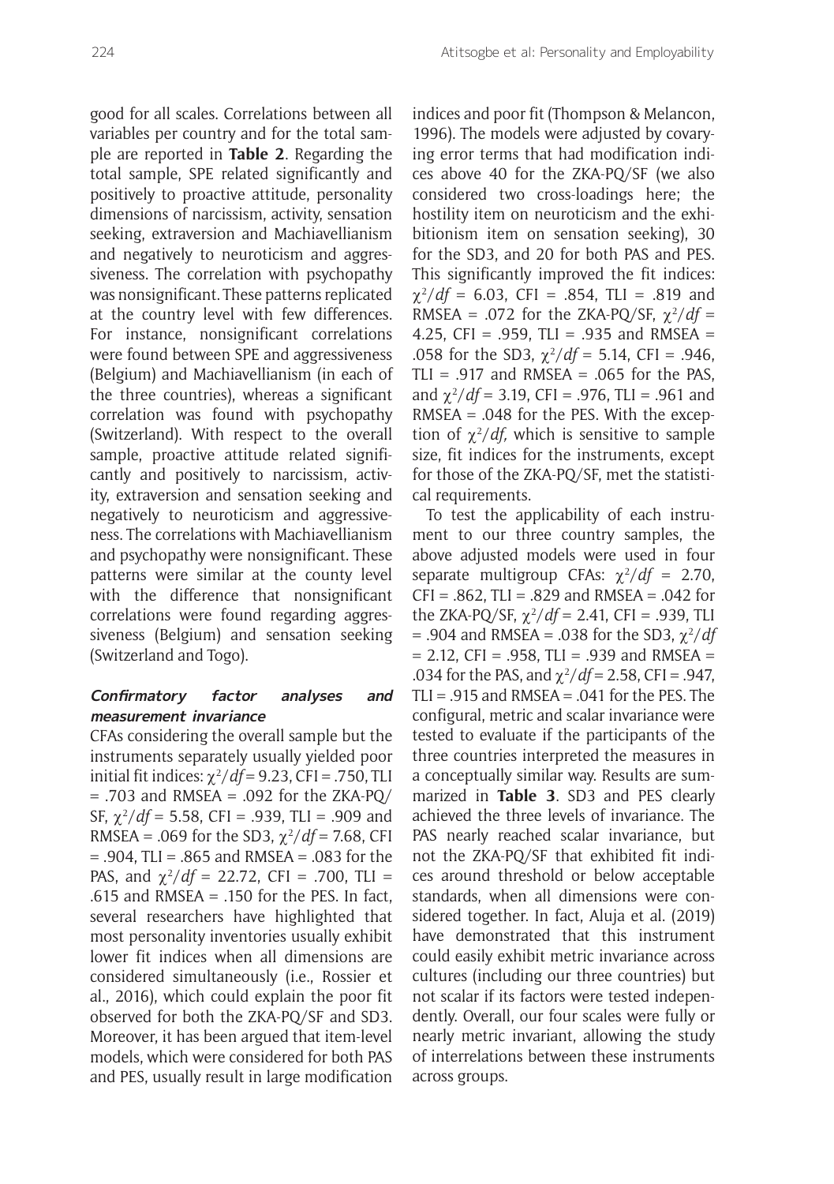good for all scales. Correlations between all variables per country and for the total sample are reported in **Table 2**. Regarding the total sample, SPE related significantly and positively to proactive attitude, personality dimensions of narcissism, activity, sensation seeking, extraversion and Machiavellianism and negatively to neuroticism and aggressiveness. The correlation with psychopathy was nonsignificant. These patterns replicated at the country level with few differences. For instance, nonsignificant correlations were found between SPE and aggressiveness (Belgium) and Machiavellianism (in each of the three countries), whereas a significant correlation was found with psychopathy (Switzerland). With respect to the overall sample, proactive attitude related significantly and positively to narcissism, activity, extraversion and sensation seeking and negatively to neuroticism and aggressiveness. The correlations with Machiavellianism and psychopathy were nonsignificant. These patterns were similar at the county level with the difference that nonsignificant correlations were found regarding aggressiveness (Belgium) and sensation seeking (Switzerland and Togo).

### *Confirmatory factor analyses and measurement invariance*

CFAs considering the overall sample but the instruments separately usually yielded poor initial fit indices: $\chi^2/df = 9.23$, CFI = .750, TLI = .703 and RMSEA = .092 for the ZKA-PQ/SF, $\chi^2/df = 5.58$, CFI = .939, TLI = .909 and RMSEA = .069 for the SD3, $\chi^2/df = 7.68$, CFI = .904, TLI = .865 and RMSEA = .083 for the PAS, and $\chi^2/df = 22.72$, CFI = .700, TLI = .615 and RMSEA = .150 for the PES. In fact, several researchers have highlighted that most personality inventories usually exhibit lower fit indices when all dimensions are considered simultaneously (i.e., Rossier et al., 2016), which could explain the poor fit observed for both the ZKA-PQ/SF and SD3. Moreover, it has been argued that item-level models, which were considered for both PAS and PES, usually result in large modification indices and poor fit (Thompson & Melancon, 1996). The models were adjusted by covarying error terms that had modification indices above 40 for the ZKA-PQ/SF (we also considered two cross-loadings here; the hostility item on neuroticism and the exhibitionism item on sensation seeking), 30 for the SD3, and 20 for both PAS and PES. This significantly improved the fit indices: $\chi^2/df = 6.03$, CFI = .854, TLI = .819 and RMSEA = .072 for the ZKA-PQ/SF, $\chi^2/df = 4.25$, CFI = .959, TLI = .935 and RMSEA = .058 for the SD3, $\chi^2/df = 5.14$, CFI = .946, TLI = .917 and RMSEA = .065 for the PAS, and $\chi^2/df = 3.19$, CFI = .976, TLI = .961 and RMSEA = .048 for the PES. With the exception of $\chi^2/df$, which is sensitive to sample size, fit indices for the instruments, except for those of the ZKA-PQ/SF, met the statistical requirements.

To test the applicability of each instrument to our three country samples, the above adjusted models were used in four separate multigroup CFAs: $\chi^2/df = 2.70$, CFI = .862, TLI = .829 and RMSEA = .042 for the ZKA-PQ/SF, $\chi^2/df = 2.41$, CFI = .939, TLI = .904 and RMSEA = .038 for the SD3, $\chi^2/df = 2.12$, CFI = .958, TLI = .939 and RMSEA = .034 for the PAS, and $\chi^2/df = 2.58$, CFI = .947, TLI = .915 and RMSEA = .041 for the PES. The configural, metric and scalar invariance were tested to evaluate if the participants of the three countries interpreted the measures in a conceptually similar way. Results are summarized in **Table 3**. SD3 and PES clearly achieved the three levels of invariance. The PAS nearly reached scalar invariance, but not the ZKA-PQ/SF that exhibited fit indices around threshold or below acceptable standards, when all dimensions were considered together. In fact, Aluja et al. (2019) have demonstrated that this instrument could easily exhibit metric invariance across cultures (including our three countries) but not scalar if its factors were tested independently. Overall, our four scales were fully or nearly metric invariant, allowing the study of interrelations between these instruments across groups.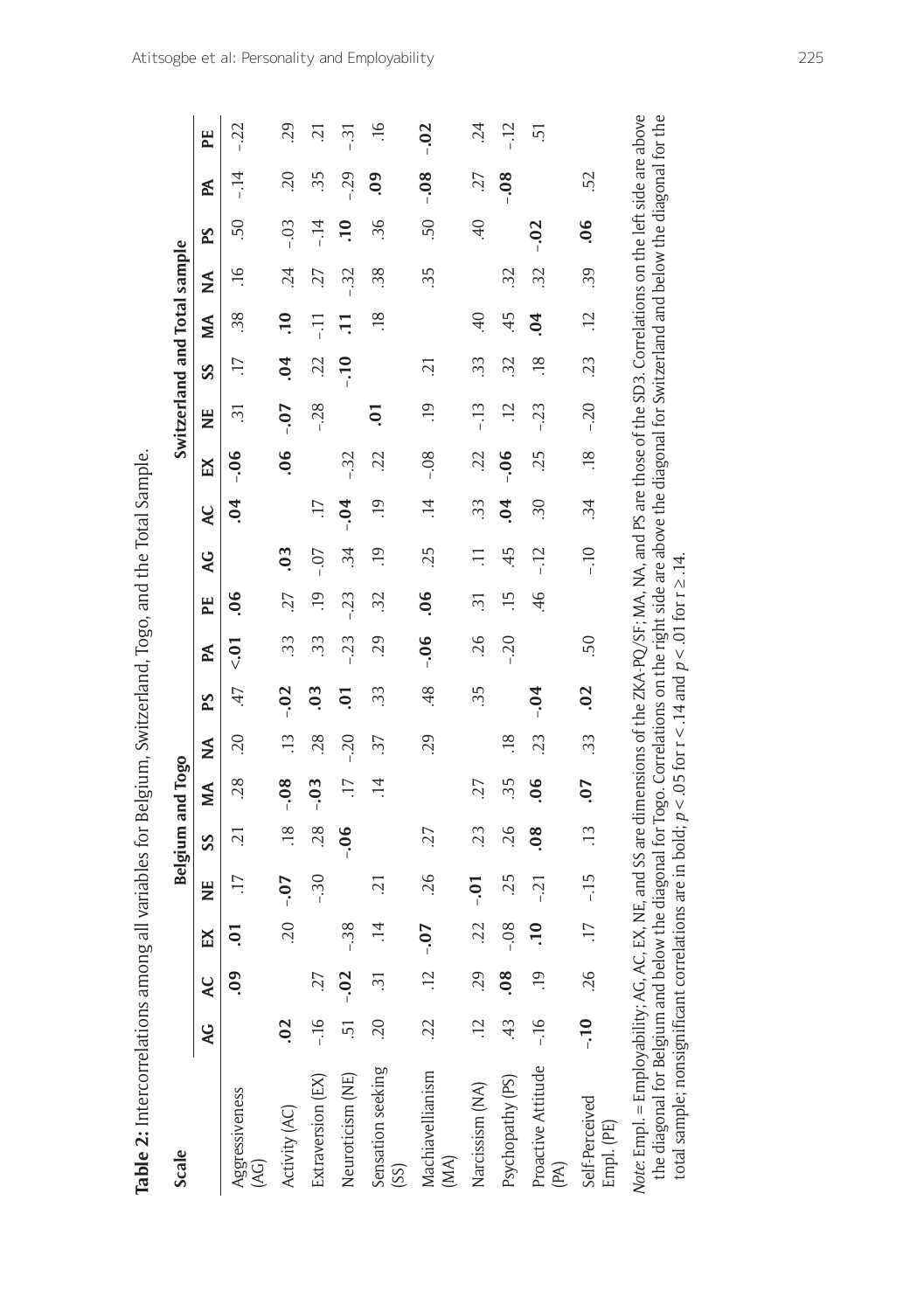**Table 2:** Intercorrelations among all variables for Belgium, Switzerland, Togo, and the Total Sample.

| Scale | Belgium and Togo | | | | | | | | | | Switzerland and Total sample | | | | | | | | | |
|---|---|---|---|---|---|---|---|---|---|---|---|---|---|---|---|---|---|---|---|---|
| | AG | AC | EX | NE | SS | MA | NA | PS | PA | PE | AG | AC | EX | NE | SS | MA | NA | PS | PA | PE |
| Aggressiveness (AG) | | **.09** | **.01** | .17 | .21 | .28 | .20 | .47 | **<.01** | **.06** | | **.04** | **-.06** | .31 | .17 | .38 | .16 | .50 | -.14 | -.22 |
| Activity (AC) | **.02** | | .20 | **-.07** | .18 | **-.08** | .13 | **-.02** | .33 | .27 | **.03** | | **.06** | **-.07** | **.04** | **.10** | .24 | -.03 | .20 | .29 |
| Extraversion (EX) | -.16 | .27 | | -.30 | .28 | **-.03** | .28 | **.03** | .33 | .19 | -.07 | .17 | | -.28 | .22 | -.11 | .27 | -.14 | .35 | .21 |
| Neuroticism (NE) | .51 | **-.02** | -.38 | | **-.06** | .17 | -.20 | **.01** | -.23 | -.23 | .34 | **-.04** | -.32 | | **-.10** | **.11** | -.32 | **.10** | -.29 | -.31 |
| Sensation seeking (SS) | .20 | .31 | .14 | .21 | | .14 | .37 | .33 | .29 | .32 | .19 | .19 | .22 | **.01** | | .18 | .38 | .36 | **.09** | .16 |
| Machiavellianism (MA) | .22 | .12 | **-.07** | .26 | .27 | | .29 | .48 | **-.06** | **.06** | .25 | .14 | -.08 | .19 | .21 | | .35 | .50 | **-.08** | **-.02** |
| Narcissism (NA) | .12 | .29 | .22 | **-.01** | .23 | .27 | | .35 | .26 | .31 | .11 | .33 | .22 | -.13 | .33 | .40 | | .40 | .27 | .24 |
| Psychopathy (PS) | .43 | **.08** | -.08 | .25 | .26 | .35 | .18 | | -.20 | .15 | .45 | **.04** | **-.06** | .12 | .32 | .45 | .32 | | **-.08** | -.12 |
| Proactive Attitude (PA) | -.16 | .19 | **.10** | -.21 | **.08** | **.06** | .23 | **-.04** | | .46 | -.12 | .30 | .25 | -.23 | .18 | **.04** | .32 | **-.02** | | .51 |
| Self-Perceived Empl. (PE) | **-.10** | .26 | .17 | -.15 | .13 | **.07** | .33 | **.02** | .50 | | -.10 | .34 | .18 | -.20 | .23 | .12 | .39 | **.06** | .52 | |

*Note*: Empl. = Employability; AG, AC, EX, NE, and SS are dimensions of the ZKA-PQ/SF; MA, NA, and PS are those of the SD3. Correlations on the left side are above the diagonal for Belgium and below the diagonal for Togo. Correlations on the right side are above the diagonal for Switzerland and below the diagonal for the total sample; nonsignificant correlations are in bold; $p < .05$ for $r < .14$ and $p < .01$ for $r \geq .14$.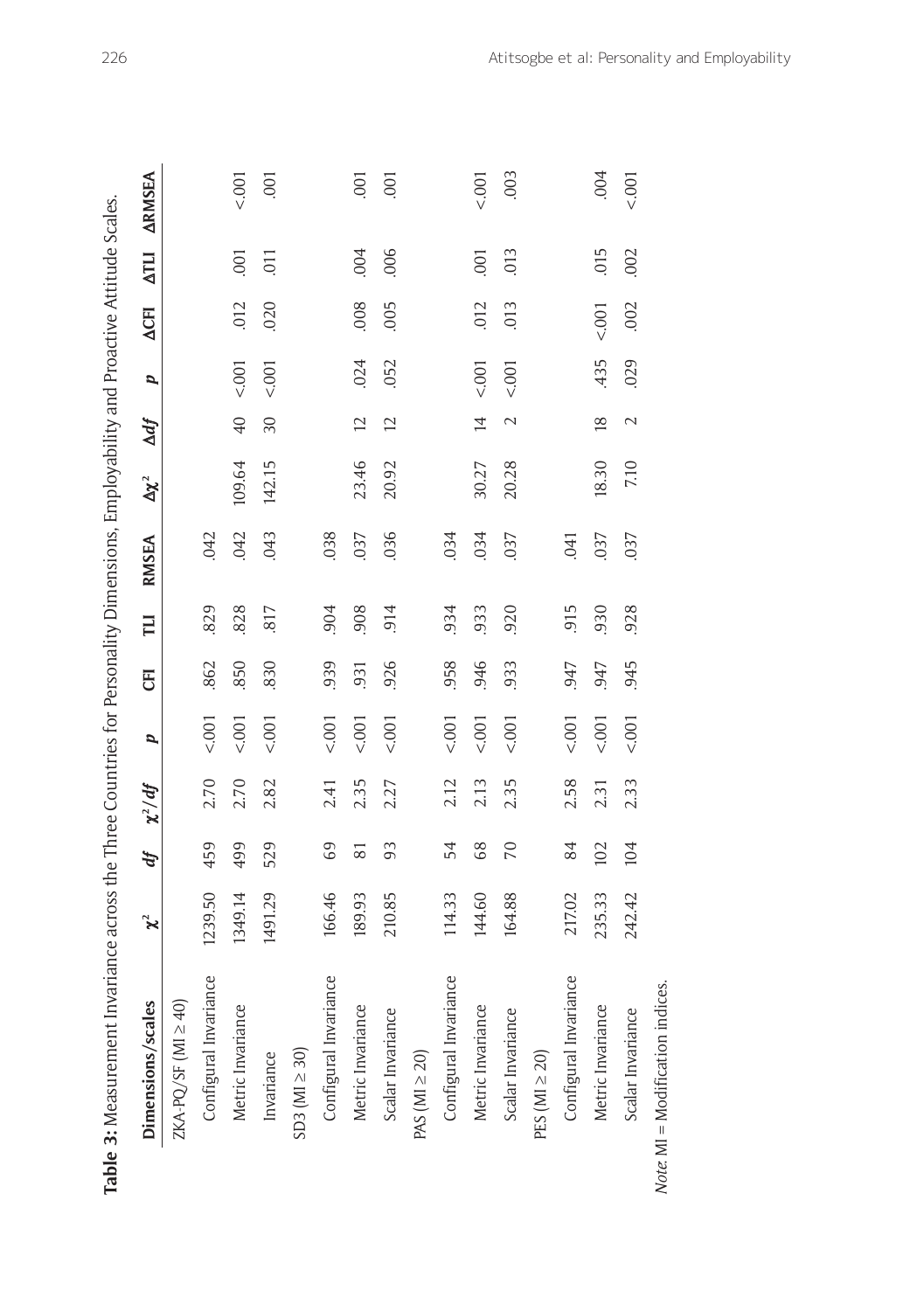**Table 3:** Measurement Invariance across the Three Countries for Personality Dimensions, Employability and Proactive Attitude Scales.

| Dimensions/scales | $\chi^2$ | *df* | $\chi^2/df$ | *p* | CFI | TLI | RMSEA | $\Delta\chi^2$ | $\Delta df$ | *p* | ΔCFI | ΔTLI | ΔRMSEA |
|---|---|---|---|---|---|---|---|---|---|---|---|---|---|
| ZKA-PQ/SF (MI ≥ 40) | | | | | | | | | | | | | |
| Configural Invariance | 1239.50 | 459 | 2.70 | <.001 | .862 | .829 | .042 | | | | | | |
| Metric Invariance | 1349.14 | 499 | 2.70 | <.001 | .850 | .828 | .042 | 109.64 | 40 | <.001 | .012 | .001 | <.001 |
| Invariance | 1491.29 | 529 | 2.82 | <.001 | .830 | .817 | .043 | 142.15 | 30 | <.001 | .020 | .011 | .001 |
| SD3 (MI ≥ 30) | | | | | | | | | | | | | |
| Configural Invariance | 166.46 | 69 | 2.41 | <.001 | .939 | .904 | .038 | | | | | | |
| Metric Invariance | 189.93 | 81 | 2.35 | <.001 | .931 | .908 | .037 | 23.46 | 12 | .024 | .008 | .004 | .001 |
| Scalar Invariance | 210.85 | 93 | 2.27 | <.001 | .926 | .914 | .036 | 20.92 | 12 | .052 | .005 | .006 | .001 |
| PAS (MI ≥ 20) | | | | | | | | | | | | | |
| Configural Invariance | 114.33 | 54 | 2.12 | <.001 | .958 | .934 | .034 | | | | | | |
| Metric Invariance | 144.60 | 68 | 2.13 | <.001 | .946 | .933 | .034 | 30.27 | 14 | <.001 | .012 | .001 | <.001 |
| Scalar Invariance | 164.88 | 70 | 2.35 | <.001 | .933 | .920 | .037 | 20.28 | 2 | <.001 | .013 | .013 | .003 |
| PES (MI ≥ 20) | | | | | | | | | | | | | |
| Configural Invariance | 217.02 | 84 | 2.58 | <.001 | .947 | .915 | .041 | | | | | | |
| Metric Invariance | 235.33 | 102 | 2.31 | <.001 | .947 | .930 | .037 | 18.30 | 18 | .435 | <.001 | .015 | .004 |
| Scalar Invariance | 242.42 | 104 | 2.33 | <.001 | .945 | .928 | .037 | 7.10 | 2 | .029 | .002 | .002 | <.001 |

*Note.* MI = Modification indices.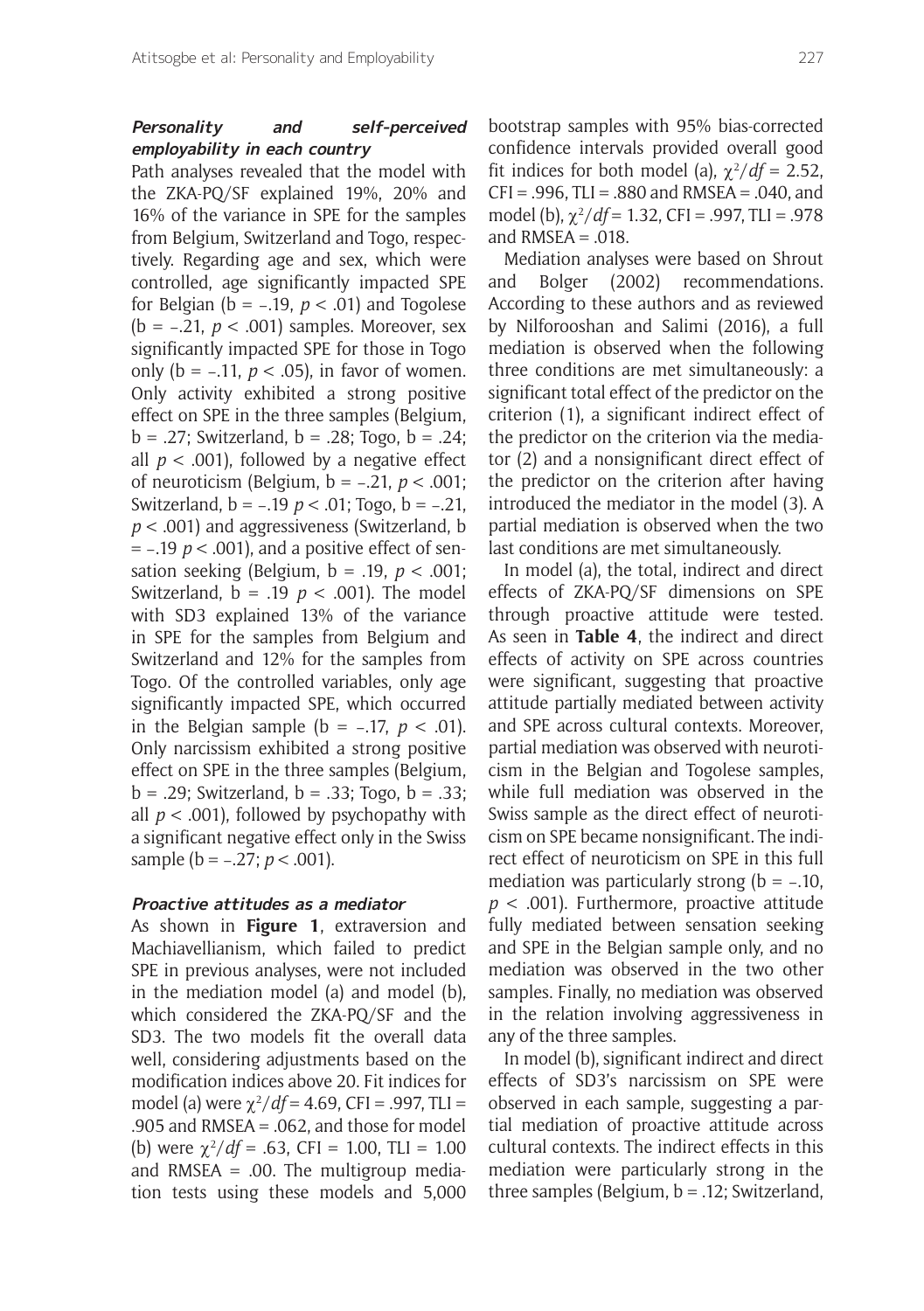### *Personality and self-perceived employability in each country*

Path analyses revealed that the model with the ZKA-PQ/SF explained 19%, 20% and 16% of the variance in SPE for the samples from Belgium, Switzerland and Togo, respectively. Regarding age and sex, which were controlled, age significantly impacted SPE for Belgian (b = –.19, $p < .01$) and Togolese (b = –.21, $p < .001$) samples. Moreover, sex significantly impacted SPE for those in Togo only (b = –.11, $p < .05$), in favor of women. Only activity exhibited a strong positive effect on SPE in the three samples (Belgium, b = .27; Switzerland, b = .28; Togo, b = .24; all $p < .001$), followed by a negative effect of neuroticism (Belgium, b = –.21, $p < .001$; Switzerland, b = –.19 $p < .01$; Togo, b = –.21, $p < .001$) and aggressiveness (Switzerland, b = –.19 $p < .001$), and a positive effect of sensation seeking (Belgium, b = .19, $p < .001$; Switzerland, b = .19 $p < .001$). The model with SD3 explained 13% of the variance in SPE for the samples from Belgium and Switzerland and 12% for the samples from Togo. Of the controlled variables, only age significantly impacted SPE, which occurred in the Belgian sample (b = –.17, $p < .01$). Only narcissism exhibited a strong positive effect on SPE in the three samples (Belgium, b = .29; Switzerland, b = .33; Togo, b = .33; all $p < .001$), followed by psychopathy with a significant negative effect only in the Swiss sample (b = –.27; $p < .001$).

### *Proactive attitudes as a mediator*

As shown in **Figure 1**, extraversion and Machiavellianism, which failed to predict SPE in previous analyses, were not included in the mediation model (a) and model (b), which considered the ZKA-PQ/SF and the SD3. The two models fit the overall data well, considering adjustments based on the modification indices above 20. Fit indices for model (a) were $\chi^2/df = 4.69$, CFI = .997, TLI = .905 and RMSEA = .062, and those for model (b) were $\chi^2/df = .63$, CFI = 1.00, TLI = 1.00 and RMSEA = .00. The multigroup mediation tests using these models and 5,000 bootstrap samples with 95% bias-corrected confidence intervals provided overall good fit indices for both model (a), $\chi^2/df = 2.52$, CFI = .996, TLI = .880 and RMSEA = .040, and model (b), $\chi^2/df = 1.32$, CFI = .997, TLI = .978 and RMSEA = .018.

Mediation analyses were based on Shrout and Bolger (2002) recommendations. According to these authors and as reviewed by Nilforooshan and Salimi (2016), a full mediation is observed when the following three conditions are met simultaneously: a significant total effect of the predictor on the criterion (1), a significant indirect effect of the predictor on the criterion via the mediator (2) and a nonsignificant direct effect of the predictor on the criterion after having introduced the mediator in the model (3). A partial mediation is observed when the two last conditions are met simultaneously.

In model (a), the total, indirect and direct effects of ZKA-PQ/SF dimensions on SPE through proactive attitude were tested. As seen in **Table 4**, the indirect and direct effects of activity on SPE across countries were significant, suggesting that proactive attitude partially mediated between activity and SPE across cultural contexts. Moreover, partial mediation was observed with neuroticism in the Belgian and Togolese samples, while full mediation was observed in the Swiss sample as the direct effect of neuroticism on SPE became nonsignificant. The indirect effect of neuroticism on SPE in this full mediation was particularly strong (b = –.10, $p < .001$). Furthermore, proactive attitude fully mediated between sensation seeking and SPE in the Belgian sample only, and no mediation was observed in the two other samples. Finally, no mediation was observed in the relation involving aggressiveness in any of the three samples.

In model (b), significant indirect and direct effects of SD3's narcissism on SPE were observed in each sample, suggesting a partial mediation of proactive attitude across cultural contexts. The indirect effects in this mediation were particularly strong in the three samples (Belgium, b = .12; Switzerland,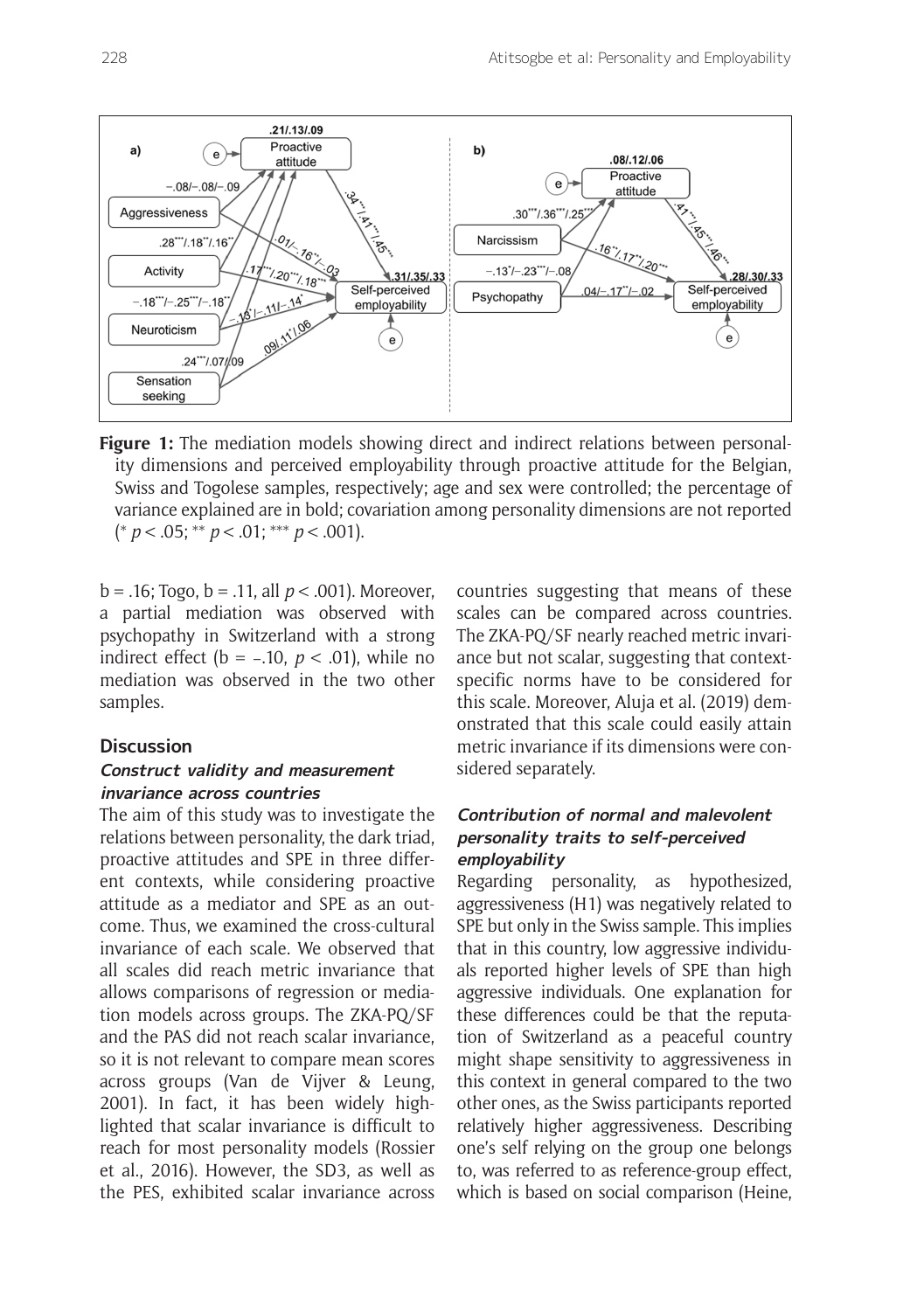**Figure 1:** The mediation models showing direct and indirect relations between personality dimensions and perceived employability through proactive attitude for the Belgian, Swiss and Togolese samples, respectively; age and sex were controlled; the percentage of variance explained are in bold; covariation among personality dimensions are not reported (* $p < .05$; ** $p < .01$; *** $p < .001$).

b = .16; Togo, b = .11, all $p < .001$). Moreover, a partial mediation was observed with psychopathy in Switzerland with a strong indirect effect (b = –.10, $p < .01$), while no mediation was observed in the two other samples.

## Discussion

### Construct validity and measurement invariance across countries

The aim of this study was to investigate the relations between personality, the dark triad, proactive attitudes and SPE in three different contexts, while considering proactive attitude as a mediator and SPE as an outcome. Thus, we examined the cross-cultural invariance of each scale. We observed that all scales did reach metric invariance that allows comparisons of regression or mediation models across groups. The ZKA-PQ/SF and the PAS did not reach scalar invariance, so it is not relevant to compare mean scores across groups (Van de Vijver & Leung, 2001). In fact, it has been widely highlighted that scalar invariance is difficult to reach for most personality models (Rossier et al., 2016). However, the SD3, as well as the PES, exhibited scalar invariance across countries suggesting that means of these scales can be compared across countries. The ZKA-PQ/SF nearly reached metric invariance but not scalar, suggesting that context-specific norms have to be considered for this scale. Moreover, Aluja et al. (2019) demonstrated that this scale could easily attain metric invariance if its dimensions were considered separately.

### Contribution of normal and malevolent personality traits to self-perceived employability

Regarding personality, as hypothesized, aggressiveness (H1) was negatively related to SPE but only in the Swiss sample. This implies that in this country, low aggressive individuals reported higher levels of SPE than high aggressive individuals. One explanation for these differences could be that the reputation of Switzerland as a peaceful country might shape sensitivity to aggressiveness in this context in general compared to the two other ones, as the Swiss participants reported relatively higher aggressiveness. Describing one's self relying on the group one belongs to, was referred to as reference-group effect, which is based on social comparison (Heine,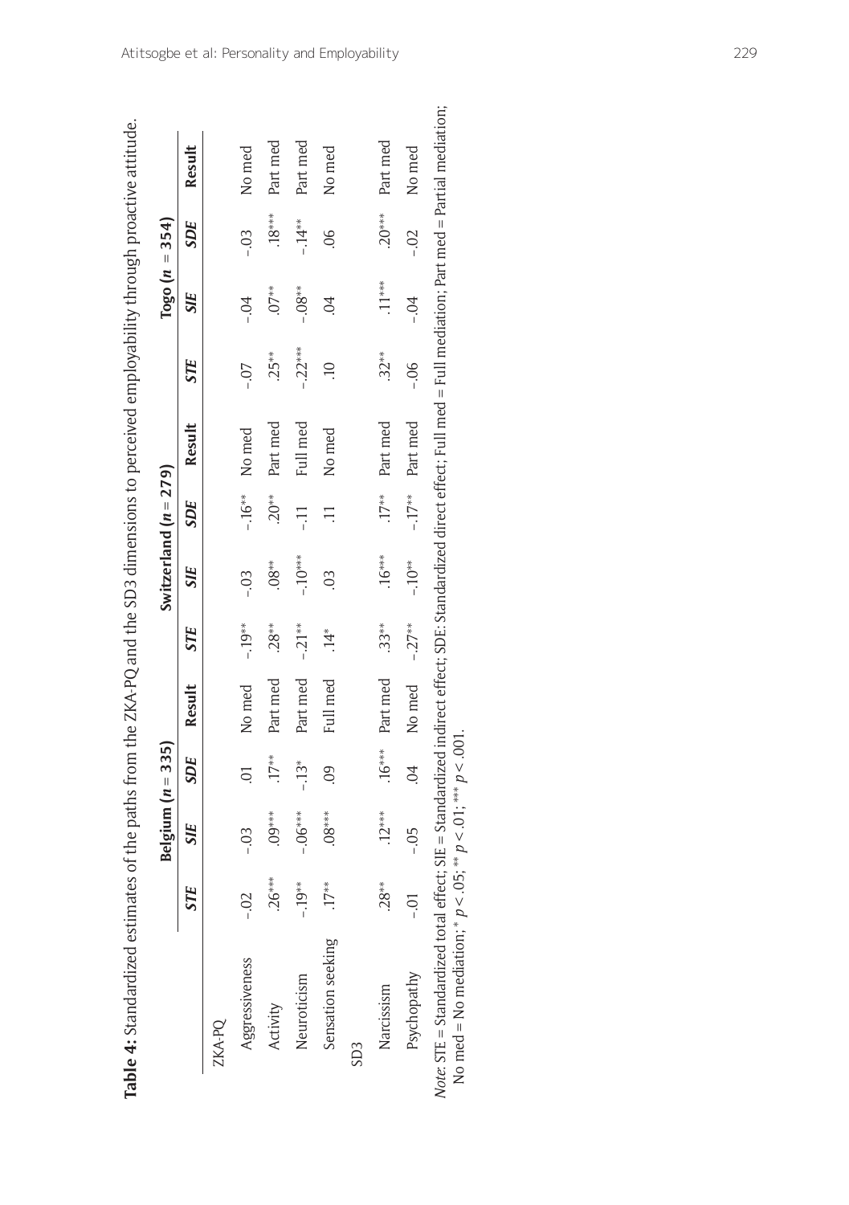**Table 4:** Standardized estimates of the paths from the ZKA-PQ and the SD3 dimensions to perceived employability through proactive attitude.

| | Belgium ($n$ = 335) | | | | Switzerland ($n$ = 279) | | | | Togo ($n$ = 354) | | | |
|---|---|---|---|---|---|---|---|---|---|---|---|---|
| | ***STE*** | ***SIE*** | ***SDE*** | **Result** | ***STE*** | ***SIE*** | ***SDE*** | **Result** | ***STE*** | ***SIE*** | ***SDE*** | **Result** |
| ZKA-PQ | | | | | | | | | | | | |
| Aggressiveness | -.02 | -.03 | .01 | No med | -.19** | -.03 | -.16** | No med | -.07 | -.04 | -.03 | No med |
| Activity | .26*** | .09*** | .17** | Part med | .28** | .08** | .20** | Part med | .25** | .07** | .18*** | Part med |
| Neuroticism | -.19** | -.06*** | -.13* | Part med | -.21** | -.10*** | -.11 | Full med | -.22*** | -.08** | -.14** | Part med |
| Sensation seeking | .17** | .08*** | .09 | Full med | .14* | .03 | .11 | No med | .10 | .04 | .06 | No med |
| SD3 | | | | | | | | | | | | |
| Narcissism | .28** | .12*** | .16*** | Part med | .33** | .16*** | .17** | Part med | .32** | .11*** | .20*** | Part med |
| Psychopathy | -.01 | -.05 | .04 | No med | -.27** | -.10** | -.17** | Part med | -.06 | -.04 | -.02 | No med |

*Note*: STE = Standardized total effect; SIE = Standardized indirect effect; SDE: Standardized direct effect; Full med = Full mediation; Part med = Partial mediation; No med = No mediation; * $p < .05$; ** $p < .01$; *** $p < .001$.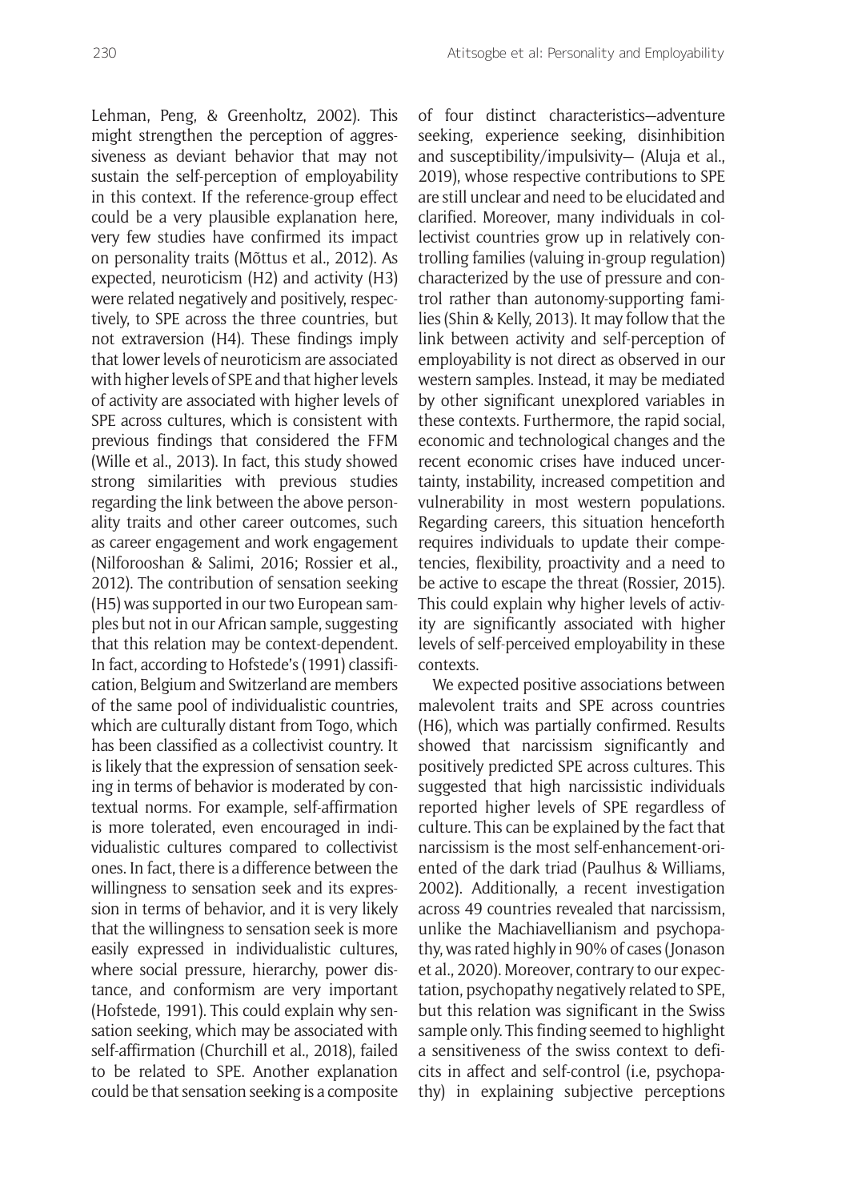Lehman, Peng, & Greenholtz, 2002). This might strengthen the perception of aggressiveness as deviant behavior that may not sustain the self-perception of employability in this context. If the reference-group effect could be a very plausible explanation here, very few studies have confirmed its impact on personality traits (Mõttus et al., 2012). As expected, neuroticism (H2) and activity (H3) were related negatively and positively, respectively, to SPE across the three countries, but not extraversion (H4). These findings imply that lower levels of neuroticism are associated with higher levels of SPE and that higher levels of activity are associated with higher levels of SPE across cultures, which is consistent with previous findings that considered the FFM (Wille et al., 2013). In fact, this study showed strong similarities with previous studies regarding the link between the above personality traits and other career outcomes, such as career engagement and work engagement (Nilforooshan & Salimi, 2016; Rossier et al., 2012). The contribution of sensation seeking (H5) was supported in our two European samples but not in our African sample, suggesting that this relation may be context-dependent. In fact, according to Hofstede's (1991) classification, Belgium and Switzerland are members of the same pool of individualistic countries, which are culturally distant from Togo, which has been classified as a collectivist country. It is likely that the expression of sensation seeking in terms of behavior is moderated by contextual norms. For example, self-affirmation is more tolerated, even encouraged in individualistic cultures compared to collectivist ones. In fact, there is a difference between the willingness to sensation seek and its expression in terms of behavior, and it is very likely that the willingness to sensation seek is more easily expressed in individualistic cultures, where social pressure, hierarchy, power distance, and conformism are very important (Hofstede, 1991). This could explain why sensation seeking, which may be associated with self-affirmation (Churchill et al., 2018), failed to be related to SPE. Another explanation could be that sensation seeking is a composite of four distinct characteristics—adventure seeking, experience seeking, disinhibition and susceptibility/impulsivity— (Aluja et al., 2019), whose respective contributions to SPE are still unclear and need to be elucidated and clarified. Moreover, many individuals in collectivist countries grow up in relatively controlling families (valuing in-group regulation) characterized by the use of pressure and control rather than autonomy-supporting families (Shin & Kelly, 2013). It may follow that the link between activity and self-perception of employability is not direct as observed in our western samples. Instead, it may be mediated by other significant unexplored variables in these contexts. Furthermore, the rapid social, economic and technological changes and the recent economic crises have induced uncertainty, instability, increased competition and vulnerability in most western populations. Regarding careers, this situation henceforth requires individuals to update their competencies, flexibility, proactivity and a need to be active to escape the threat (Rossier, 2015). This could explain why higher levels of activity are significantly associated with higher levels of self-perceived employability in these contexts.

We expected positive associations between malevolent traits and SPE across countries (H6), which was partially confirmed. Results showed that narcissism significantly and positively predicted SPE across cultures. This suggested that high narcissistic individuals reported higher levels of SPE regardless of culture. This can be explained by the fact that narcissism is the most self-enhancement-oriented of the dark triad (Paulhus & Williams, 2002). Additionally, a recent investigation across 49 countries revealed that narcissism, unlike the Machiavellianism and psychopathy, was rated highly in 90% of cases (Jonason et al., 2020). Moreover, contrary to our expectation, psychopathy negatively related to SPE, but this relation was significant in the Swiss sample only. This finding seemed to highlight a sensitiveness of the swiss context to deficits in affect and self-control (i.e, psychopathy) in explaining subjective perceptions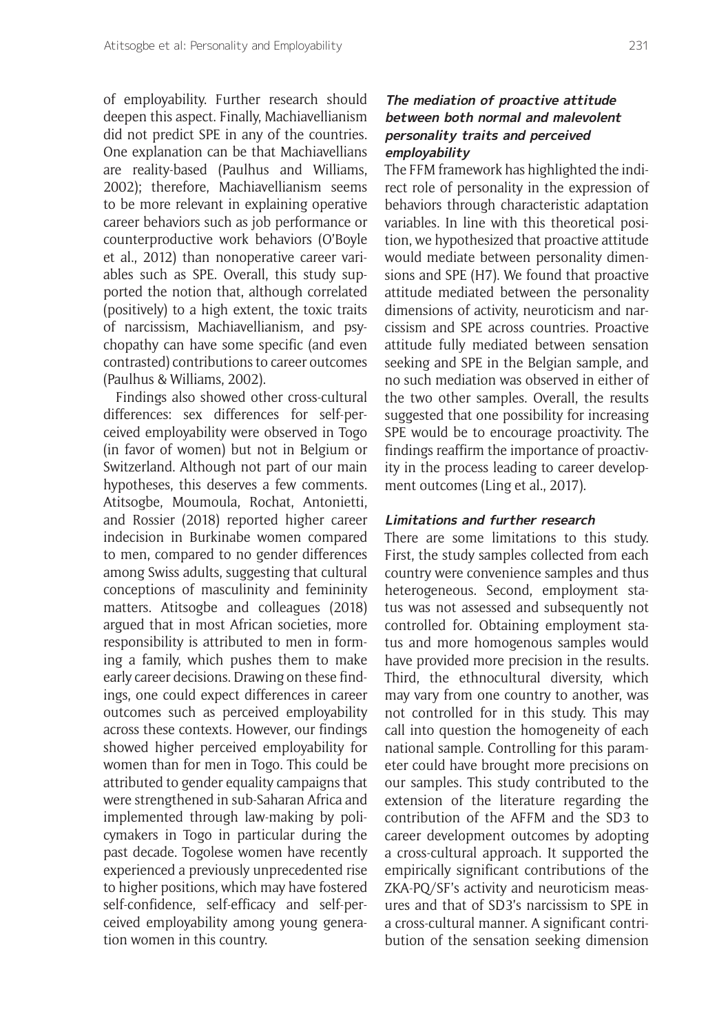of employability. Further research should deepen this aspect. Finally, Machiavellianism did not predict SPE in any of the countries. One explanation can be that Machiavellians are reality-based (Paulhus and Williams, 2002); therefore, Machiavellianism seems to be more relevant in explaining operative career behaviors such as job performance or counterproductive work behaviors (O'Boyle et al., 2012) than nonoperative career variables such as SPE. Overall, this study supported the notion that, although correlated (positively) to a high extent, the toxic traits of narcissism, Machiavellianism, and psychopathy can have some specific (and even contrasted) contributions to career outcomes (Paulhus & Williams, 2002).

Findings also showed other cross-cultural differences: sex differences for self-perceived employability were observed in Togo (in favor of women) but not in Belgium or Switzerland. Although not part of our main hypotheses, this deserves a few comments. Atitsogbe, Moumoula, Rochat, Antonietti, and Rossier (2018) reported higher career indecision in Burkinabe women compared to men, compared to no gender differences among Swiss adults, suggesting that cultural conceptions of masculinity and femininity matters. Atitsogbe and colleagues (2018) argued that in most African societies, more responsibility is attributed to men in forming a family, which pushes them to make early career decisions. Drawing on these findings, one could expect differences in career outcomes such as perceived employability across these contexts. However, our findings showed higher perceived employability for women than for men in Togo. This could be attributed to gender equality campaigns that were strengthened in sub-Saharan Africa and implemented through law-making by policymakers in Togo in particular during the past decade. Togolese women have recently experienced a previously unprecedented rise to higher positions, which may have fostered self-confidence, self-efficacy and self-perceived employability among young generation women in this country.

### The mediation of proactive attitude between both normal and malevolent personality traits and perceived employability

The FFM framework has highlighted the indirect role of personality in the expression of behaviors through characteristic adaptation variables. In line with this theoretical position, we hypothesized that proactive attitude would mediate between personality dimensions and SPE (H7). We found that proactive attitude mediated between the personality dimensions of activity, neuroticism and narcissism and SPE across countries. Proactive attitude fully mediated between sensation seeking and SPE in the Belgian sample, and no such mediation was observed in either of the two other samples. Overall, the results suggested that one possibility for increasing SPE would be to encourage proactivity. The findings reaffirm the importance of proactivity in the process leading to career development outcomes (Ling et al., 2017).

### Limitations and further research

There are some limitations to this study. First, the study samples collected from each country were convenience samples and thus heterogeneous. Second, employment status was not assessed and subsequently not controlled for. Obtaining employment status and more homogenous samples would have provided more precision in the results. Third, the ethnocultural diversity, which may vary from one country to another, was not controlled for in this study. This may call into question the homogeneity of each national sample. Controlling for this parameter could have brought more precisions on our samples. This study contributed to the extension of the literature regarding the contribution of the AFFM and the SD3 to career development outcomes by adopting a cross-cultural approach. It supported the empirically significant contributions of the ZKA-PQ/SF's activity and neuroticism measures and that of SD3's narcissism to SPE in a cross-cultural manner. A significant contribution of the sensation seeking dimension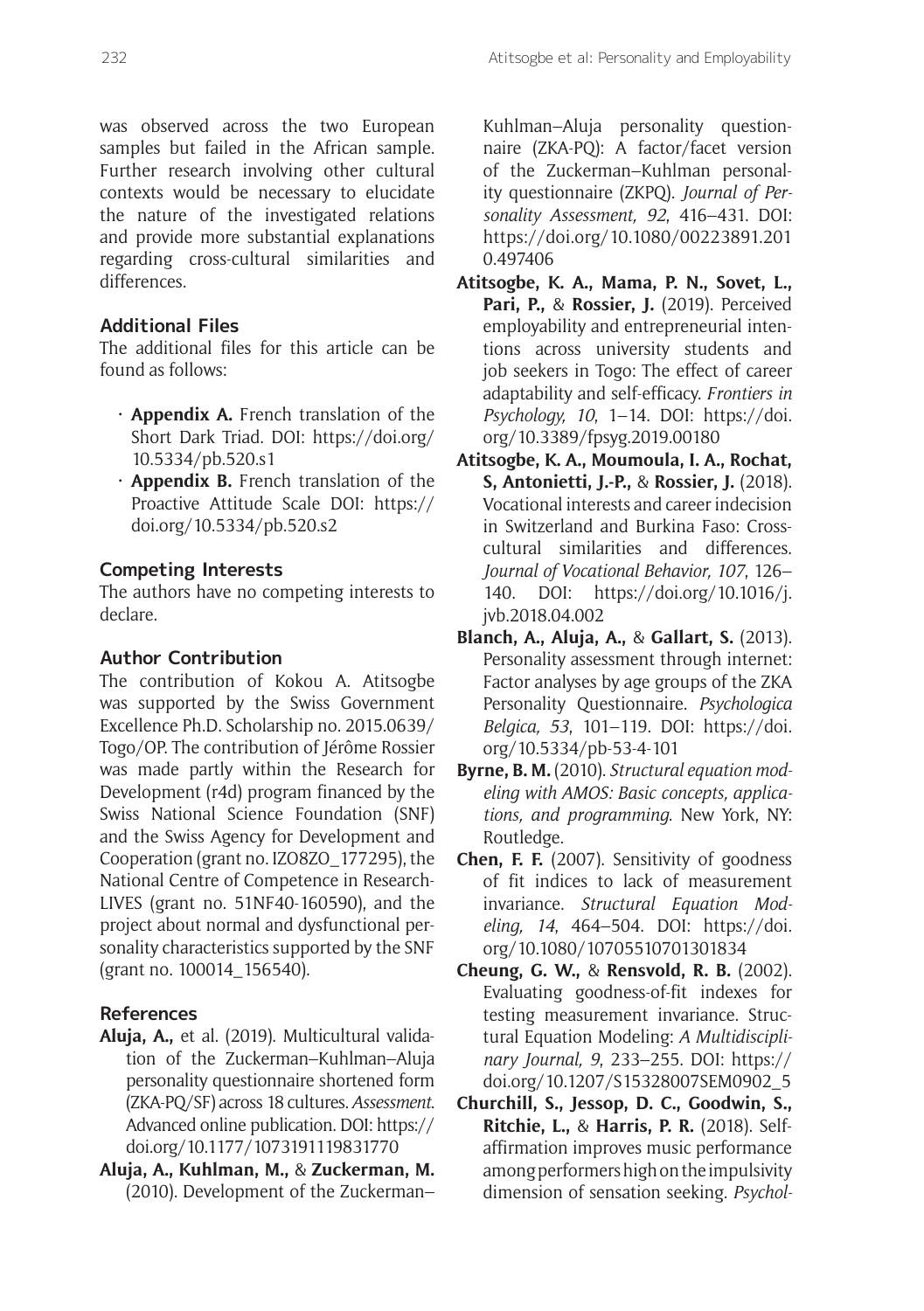was observed across the two European samples but failed in the African sample. Further research involving other cultural contexts would be necessary to elucidate the nature of the investigated relations and provide more substantial explanations regarding cross-cultural similarities and differences.

## Additional Files

The additional files for this article can be found as follows:

- **Appendix A.** French translation of the Short Dark Triad. DOI: https://doi.org/10.5334/pb.520.s1
- **Appendix B.** French translation of the Proactive Attitude Scale DOI: https://doi.org/10.5334/pb.520.s2

## Competing Interests

The authors have no competing interests to declare.

## Author Contribution

The contribution of Kokou A. Atitsogbe was supported by the Swiss Government Excellence Ph.D. Scholarship no. 2015.0639/Togo/OP. The contribution of Jérôme Rossier was made partly within the Research for Development (r4d) program financed by the Swiss National Science Foundation (SNF) and the Swiss Agency for Development and Cooperation (grant no. IZO8ZO_177295), the National Centre of Competence in Research-LIVES (grant no. 51NF40-160590), and the project about normal and dysfunctional personality characteristics supported by the SNF (grant no. 100014_156540).

## References

**Aluja, A.,** et al. (2019). Multicultural validation of the Zuckerman–Kuhlman–Aluja personality questionnaire shortened form (ZKA-PQ/SF) across 18 cultures. *Assessment*. Advanced online publication. DOI: https://doi.org/10.1177/1073191119831770

**Aluja, A., Kuhlman, M.,** & **Zuckerman, M.** (2010). Development of the Zuckerman–Kuhlman–Aluja personality questionnaire (ZKA-PQ): A factor/facet version of the Zuckerman–Kuhlman personality questionnaire (ZKPQ). *Journal of Personality Assessment, 92*, 416–431. DOI: https://doi.org/10.1080/00223891.2010.497406

**Atitsogbe, K. A., Mama, P. N., Sovet, L., Pari, P.,** & **Rossier, J.** (2019). Perceived employability and entrepreneurial intentions across university students and job seekers in Togo: The effect of career adaptability and self-efficacy. *Frontiers in Psychology, 10*, 1–14. DOI: https://doi.org/10.3389/fpsyg.2019.00180

**Atitsogbe, K. A., Moumoula, I. A., Rochat, S, Antonietti, J.-P.,** & **Rossier, J.** (2018). Vocational interests and career indecision in Switzerland and Burkina Faso: Cross-cultural similarities and differences. *Journal of Vocational Behavior, 107*, 126–140. DOI: https://doi.org/10.1016/j.jvb.2018.04.002

**Blanch, A., Aluja, A.,** & **Gallart, S.** (2013). Personality assessment through internet: Factor analyses by age groups of the ZKA Personality Questionnaire. *Psychologica Belgica, 53*, 101–119. DOI: https://doi.org/10.5334/pb-53-4-101

**Byrne, B. M.** (2010). *Structural equation modeling with AMOS: Basic concepts, applications, and programming*. New York, NY: Routledge.

**Chen, F. F.** (2007). Sensitivity of goodness of fit indices to lack of measurement invariance. *Structural Equation Modeling, 14*, 464–504. DOI: https://doi.org/10.1080/10705510701301834

**Cheung, G. W.,** & **Rensvold, R. B.** (2002). Evaluating goodness-of-fit indexes for testing measurement invariance. Structural Equation Modeling: *A Multidisciplinary Journal, 9*, 233–255. DOI: https://doi.org/10.1207/S15328007SEM0902_5

**Churchill, S., Jessop, D. C., Goodwin, S., Ritchie, L.,** & **Harris, P. R.** (2018). Self-affirmation improves music performance among performers high on the impulsivity dimension of sensation seeking. *Psychol-*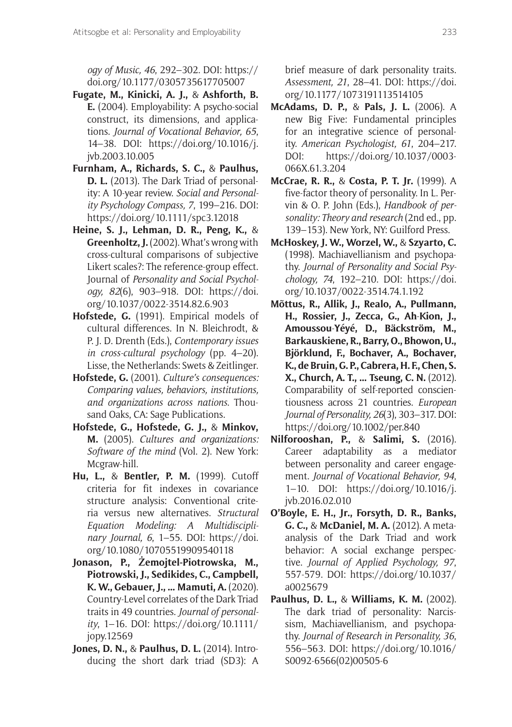*ogy of Music, 46*, 292–302. DOI: https://doi.org/10.1177/0305735617705007

**Fugate, M., Kinicki, A. J.,** & **Ashforth, B. E.** (2004). Employability: A psycho-social construct, its dimensions, and applications. *Journal of Vocational Behavior, 65*, 14–38. DOI: https://doi.org/10.1016/j.jvb.2003.10.005

**Furnham, A., Richards, S. C.,** & **Paulhus, D. L.** (2013). The Dark Triad of personality: A 10-year review. *Social and Personality Psychology Compass, 7*, 199–216. DOI: https://doi.org/10.1111/spc3.12018

**Heine, S. J., Lehman, D. R., Peng, K.,** & **Greenholtz, J.** (2002). What's wrong with cross-cultural comparisons of subjective Likert scales?: The reference-group effect. Journal of *Personality and Social Psychology, 82*(6), 903–918. DOI: https://doi.org/10.1037/0022-3514.82.6.903

**Hofstede, G.** (1991). Empirical models of cultural differences. In N. Bleichrodt, & P. J. D. Drenth (Eds.), *Contemporary issues in cross-cultural psychology* (pp. 4–20). Lisse, the Netherlands: Swets & Zeitlinger.

**Hofstede, G.** (2001). *Culture's consequences: Comparing values, behaviors, institutions, and organizations across nations*. Thousand Oaks, CA: Sage Publications.

**Hofstede, G., Hofstede, G. J.,** & **Minkov, M.** (2005). *Cultures and organizations: Software of the mind* (Vol. 2). New York: Mcgraw-hill.

**Hu, L.,** & **Bentler, P. M.** (1999). Cutoff criteria for fit indexes in covariance structure analysis: Conventional criteria versus new alternatives. *Structural Equation Modeling: A Multidisciplinary Journal, 6*, 1–55. DOI: https://doi.org/10.1080/10705519909540118

**Jonason, P., Żemojtel-Piotrowska, M., Piotrowski, J., Sedikides, C., Campbell, K. W., Gebauer, J., … Mamuti, A.** (2020). Country-Level correlates of the Dark Triad traits in 49 countries. *Journal of personality*, 1–16. DOI: https://doi.org/10.1111/jopy.12569

**Jones, D. N.,** & **Paulhus, D. L.** (2014). Introducing the short dark triad (SD3): A brief measure of dark personality traits. *Assessment, 21*, 28–41. DOI: https://doi.org/10.1177/1073191113514105

**McAdams, D. P.,** & **Pals, J. L.** (2006). A new Big Five: Fundamental principles for an integrative science of personality. *American Psychologist, 61*, 204–217. DOI: https://doi.org/10.1037/0003-066X.61.3.204

**McCrae, R. R.,** & **Costa, P. T. Jr.** (1999). A five-factor theory of personality. In L. Pervin & O. P. John (Eds.), *Handbook of personality: Theory and research* (2nd ed., pp. 139–153). New York, NY: Guilford Press.

**McHoskey, J. W., Worzel, W.,** & **Szyarto, C.** (1998). Machiavellianism and psychopathy. *Journal of Personality and Social Psychology, 74*, 192–210. DOI: https://doi.org/10.1037/0022-3514.74.1.192

**Mõttus, R., Allik, J., Realo, A., Pullmann, H., Rossier, J., Zecca, G., Ah-Kion, J., Amoussou-Yéyé, D., Bäckström, M., Barkauskiene, R., Barry, O., Bhowon, U., Björklund, F., Bochaver, A., Bochaver, K., de Bruin, G. P., Cabrera, H. F., Chen, S. X., Church, A. T., … Tseung, C. N.** (2012). Comparability of self-reported conscientiousness across 21 countries. *European Journal of Personality, 26*(3), 303–317. DOI: https://doi.org/10.1002/per.840

**Nilforooshan, P.,** & **Salimi, S.** (2016). Career adaptability as a mediator between personality and career engagement. *Journal of Vocational Behavior, 94*, 1–10. DOI: https://doi.org/10.1016/j.jvb.2016.02.010

**O'Boyle, E. H., Jr., Forsyth, D. R., Banks, G. C.,** & **McDaniel, M. A.** (2012). A meta-analysis of the Dark Triad and work behavior: A social exchange perspective. *Journal of Applied Psychology, 97*, 557-579. DOI: https://doi.org/10.1037/a0025679

**Paulhus, D. L.,** & **Williams, K. M.** (2002). The dark triad of personality: Narcissism, Machiavellianism, and psychopathy. *Journal of Research in Personality, 36*, 556–563. DOI: https://doi.org/10.1016/S0092-6566(02)00505-6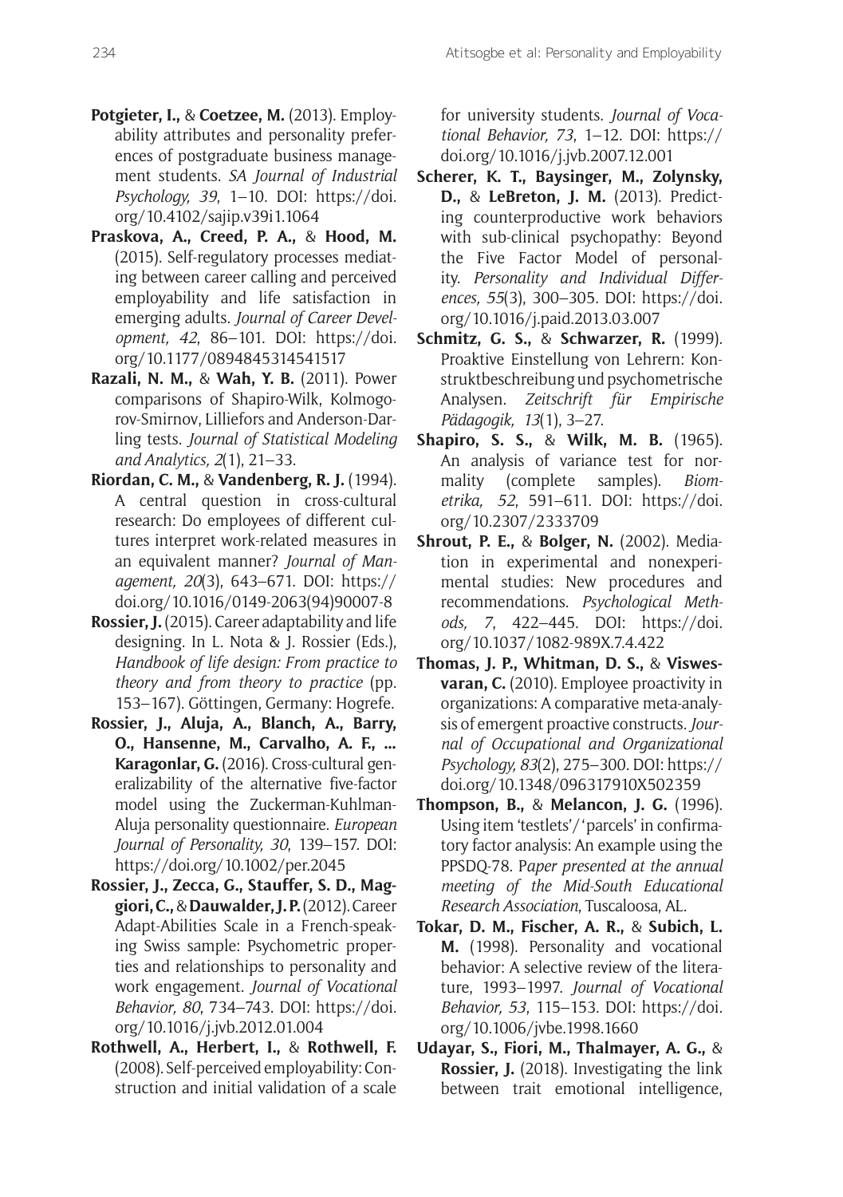**Potgieter, I.,** & **Coetzee, M.** (2013). Employability attributes and personality preferences of postgraduate business management students. *SA Journal of Industrial Psychology, 39*, 1–10. DOI: https://doi.org/10.4102/sajip.v39i1.1064

**Praskova, A., Creed, P. A.,** & **Hood, M.** (2015). Self-regulatory processes mediating between career calling and perceived employability and life satisfaction in emerging adults. *Journal of Career Development, 42*, 86–101. DOI: https://doi.org/10.1177/0894845314541517

**Razali, N. M.,** & **Wah, Y. B.** (2011). Power comparisons of Shapiro-Wilk, Kolmogorov-Smirnov, Lilliefors and Anderson-Darling tests. *Journal of Statistical Modeling and Analytics, 2*(1), 21–33.

**Riordan, C. M.,** & **Vandenberg, R. J.** (1994). A central question in cross-cultural research: Do employees of different cultures interpret work-related measures in an equivalent manner? *Journal of Management, 20*(3), 643–671. DOI: https://doi.org/10.1016/0149-2063(94)90007-8

**Rossier, J.** (2015). Career adaptability and life designing. In L. Nota & J. Rossier (Eds.), *Handbook of life design: From practice to theory and from theory to practice* (pp. 153–167). Göttingen, Germany: Hogrefe.

**Rossier, J., Aluja, A., Blanch, A., Barry, O., Hansenne, M., Carvalho, A. F., ... Karagonlar, G.** (2016). Cross-cultural generalizability of the alternative five-factor model using the Zuckerman-Kuhlman-Aluja personality questionnaire. *European Journal of Personality, 30*, 139–157. DOI: https://doi.org/10.1002/per.2045

**Rossier, J., Zecca, G., Stauffer, S. D., Maggiori, C.,** & **Dauwalder, J. P.** (2012). Career Adapt-Abilities Scale in a French-speaking Swiss sample: Psychometric properties and relationships to personality and work engagement. *Journal of Vocational Behavior, 80*, 734–743. DOI: https://doi.org/10.1016/j.jvb.2012.01.004

**Rothwell, A., Herbert, I.,** & **Rothwell, F.** (2008). Self-perceived employability: Construction and initial validation of a scale for university students. *Journal of Vocational Behavior, 73*, 1–12. DOI: https://doi.org/10.1016/j.jvb.2007.12.001

**Scherer, K. T., Baysinger, M., Zolynsky, D.,** & **LeBreton, J. M.** (2013). Predicting counterproductive work behaviors with sub-clinical psychopathy: Beyond the Five Factor Model of personality. *Personality and Individual Differences, 55*(3), 300–305. DOI: https://doi.org/10.1016/j.paid.2013.03.007

**Schmitz, G. S.,** & **Schwarzer, R.** (1999). Proaktive Einstellung von Lehrern: Konstruktbeschreibung und psychometrische Analysen. *Zeitschrift für Empirische Pädagogik, 13*(1), 3–27.

**Shapiro, S. S.,** & **Wilk, M. B.** (1965). An analysis of variance test for normality (complete samples). *Biometrika, 52*, 591–611. DOI: https://doi.org/10.2307/2333709

**Shrout, P. E.,** & **Bolger, N.** (2002). Mediation in experimental and nonexperimental studies: New procedures and recommendations. *Psychological Methods, 7*, 422–445. DOI: https://doi.org/10.1037/1082-989X.7.4.422

**Thomas, J. P., Whitman, D. S.,** & **Viswesvaran, C.** (2010). Employee proactivity in organizations: A comparative meta-analysis of emergent proactive constructs. *Journal of Occupational and Organizational Psychology, 83*(2), 275–300. DOI: https://doi.org/10.1348/096317910X502359

**Thompson, B.,** & **Melancon, J. G.** (1996). Using item 'testlets'/'parcels' in confirmatory factor analysis: An example using the PPSDQ-78. P*aper presented at the annual meeting of the Mid-South Educational Research Association*, Tuscaloosa, AL.

**Tokar, D. M., Fischer, A. R.,** & **Subich, L. M.** (1998). Personality and vocational behavior: A selective review of the literature, 1993–1997. *Journal of Vocational Behavior, 53*, 115–153. DOI: https://doi.org/10.1006/jvbe.1998.1660

**Udayar, S., Fiori, M., Thalmayer, A. G.,** & **Rossier, J.** (2018). Investigating the link between trait emotional intelligence,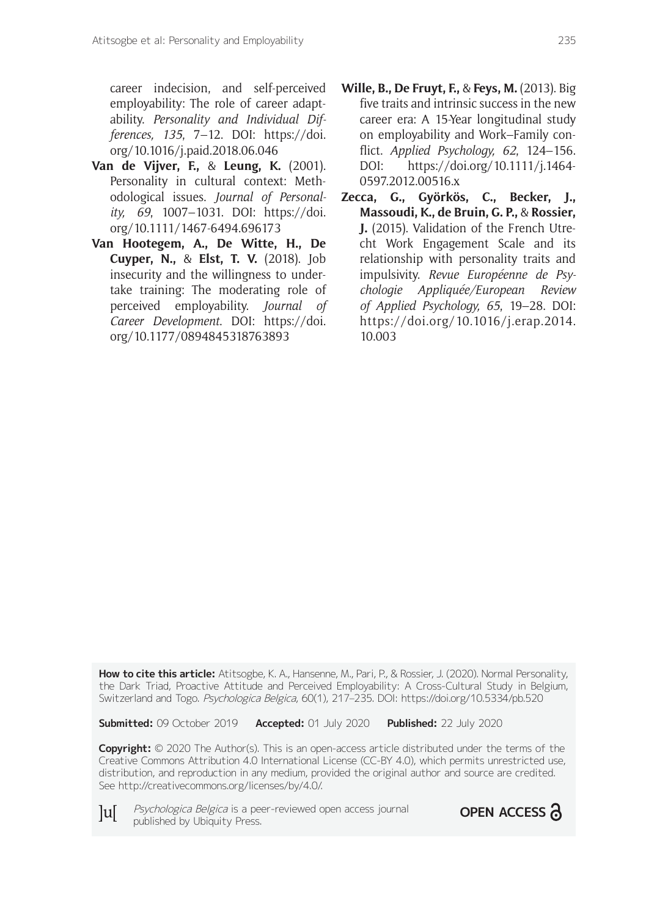career indecision, and self-perceived employability: The role of career adaptability. *Personality and Individual Differences, 135*, 7–12. DOI: https://doi.org/10.1016/j.paid.2018.06.046

**Van de Vijver, F.,** & **Leung, K.** (2001). Personality in cultural context: Methodological issues. *Journal of Personality, 69*, 1007–1031. DOI: https://doi.org/10.1111/1467-6494.696173

**Van Hootegem, A., De Witte, H., De Cuyper, N.,** & **Elst, T. V.** (2018). Job insecurity and the willingness to undertake training: The moderating role of perceived employability. *Journal of Career Development*. DOI: https://doi.org/10.1177/0894845318763893

**Wille, B., De Fruyt, F.,** & **Feys, M.** (2013). Big five traits and intrinsic success in the new career era: A 15-Year longitudinal study on employability and Work–Family conflict. *Applied Psychology, 62*, 124–156. DOI: https://doi.org/10.1111/j.1464-0597.2012.00516.x

**Zecca, G., Györkös, C., Becker, J., Massoudi, K., de Bruin, G. P.,** & **Rossier, J.** (2015). Validation of the French Utrecht Work Engagement Scale and its relationship with personality traits and impulsivity. *Revue Européenne de Psychologie Appliquée/European Review of Applied Psychology, 65*, 19–28. DOI: https://doi.org/10.1016/j.erap.2014.10.003

**How to cite this article:** Atitsogbe, K. A., Hansenne, M., Pari, P., & Rossier, J. (2020). Normal Personality, the Dark Triad, Proactive Attitude and Perceived Employability: A Cross-Cultural Study in Belgium, Switzerland and Togo. *Psychologica Belgica*, 60(1), 217–235. DOI: https://doi.org/10.5334/pb.520

**Submitted:** 09 October 2019 **Accepted:** 01 July 2020 **Published:** 22 July 2020

**Copyright:** © 2020 The Author(s). This is an open-access article distributed under the terms of the Creative Commons Attribution 4.0 International License (CC-BY 4.0), which permits unrestricted use, distribution, and reproduction in any medium, provided the original author and source are credited. See http://creativecommons.org/licenses/by/4.0/.

*Psychologica Belgica* is a peer-reviewed open access journal published by Ubiquity Press.

**OPEN ACCESS**